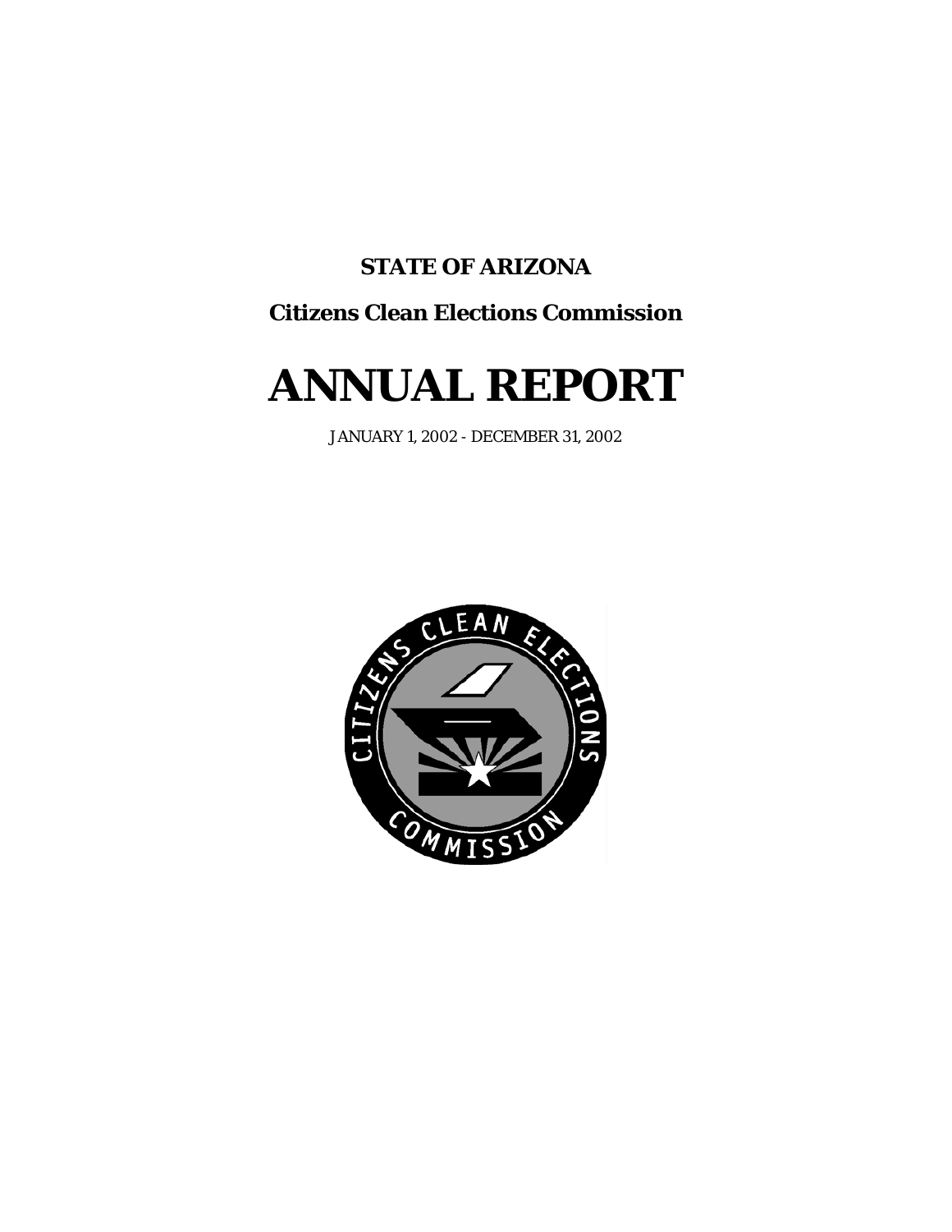**STATE OF ARIZONA**

**Citizens Clean Elections Commission**

# ANNUAL REPORT

JANUARY 1, 2002 - DECEMBER 31, 2002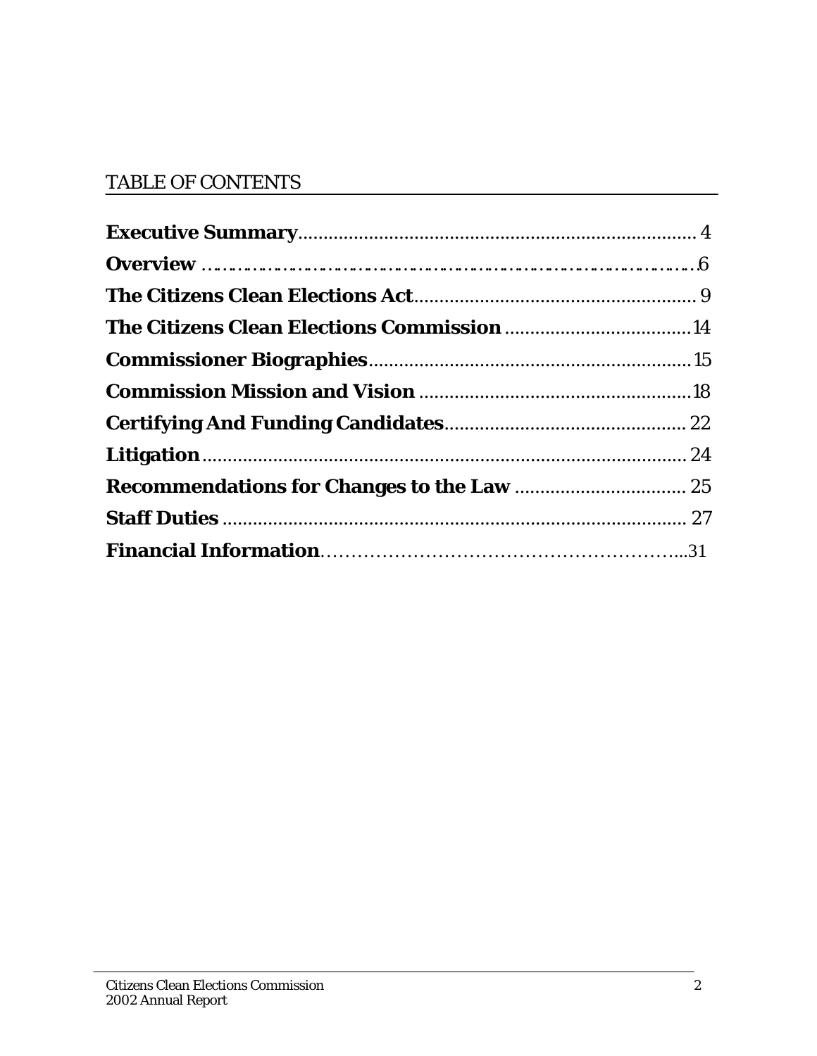# TABLE OF CONTENTS

**Executive Summary**.............................................................................. 4

**Overview** ……………………………………………………………………6

**The Citizens Clean Elections Act**....................................................... 9

**The Citizens Clean Elections Commission** ....................................14

**Commissioner Biographies**...............................................................15

**Commission Mission and Vision** .....................................................18

**Certifying And Funding Candidates**............................................... 22

**Litigation**................................................................................................ 24

**Recommendations for Changes to the Law** .................................. 25

**Staff Duties** ........................................................................................... 27

**Financial Information**………………………………………………...31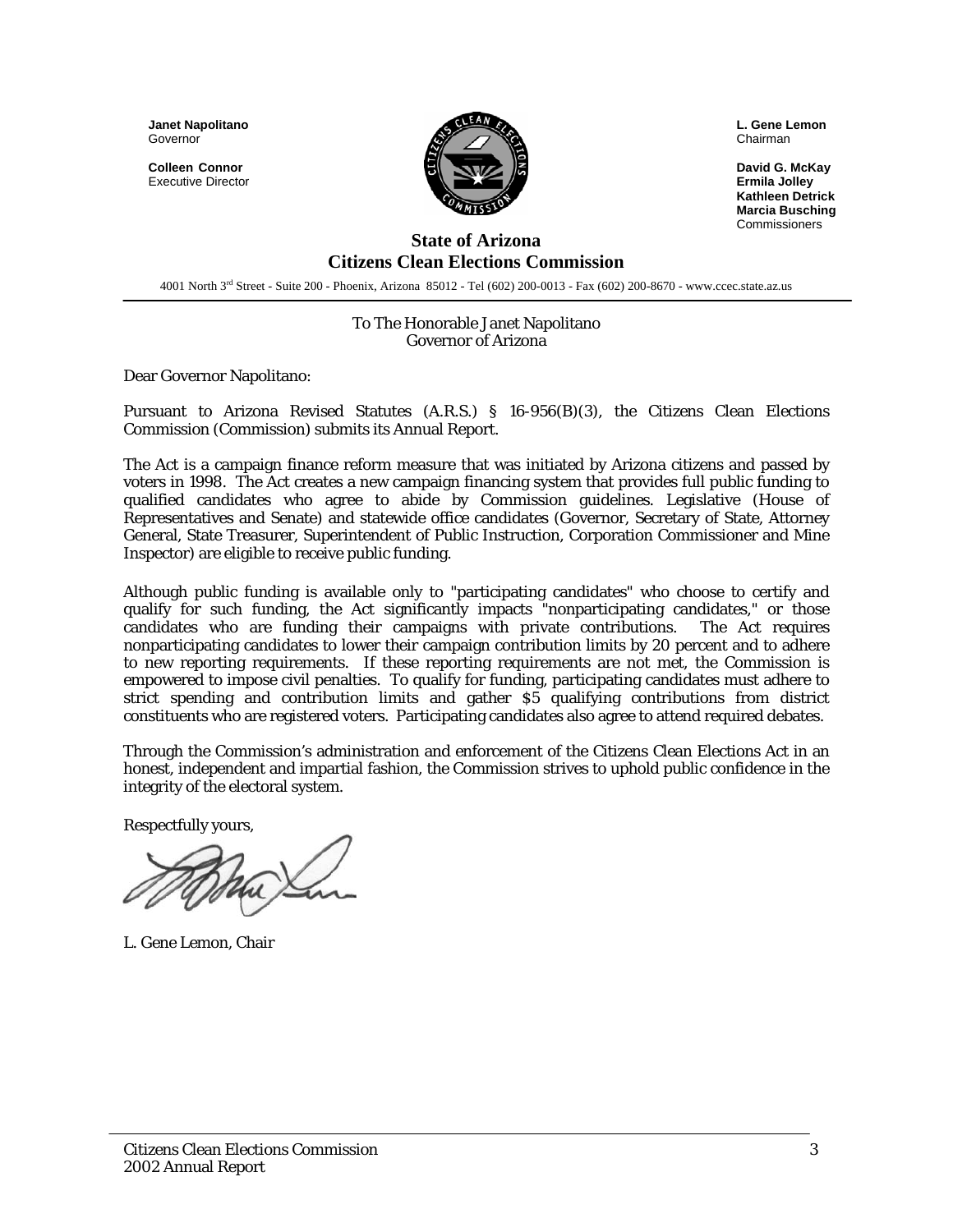**Janet Napolitano**
Governor

**Colleen Connor**
Executive Director

**L. Gene Lemon**
Chairman

**David G. McKay**
**Ermila Jolley**
**Kathleen Detrick**
**Marcia Busching**
Commissioners

## State of Arizona
## Citizens Clean Elections Commission

4001 North 3rd Street - Suite 200 - Phoenix, Arizona 85012 - Tel (602) 200-0013 - Fax (602) 200-8670 - www.ccec.state.az.us

To The Honorable Janet Napolitano
Governor of Arizona

Dear Governor Napolitano:

Pursuant to Arizona Revised Statutes (A.R.S.) § 16-956(B)(3), the Citizens Clean Elections Commission (Commission) submits its Annual Report.

The Act is a campaign finance reform measure that was initiated by Arizona citizens and passed by voters in 1998. The Act creates a new campaign financing system that provides full public funding to qualified candidates who agree to abide by Commission guidelines. Legislative (House of Representatives and Senate) and statewide office candidates (Governor, Secretary of State, Attorney General, State Treasurer, Superintendent of Public Instruction, Corporation Commissioner and Mine Inspector) are eligible to receive public funding.

Although public funding is available only to "participating candidates" who choose to certify and qualify for such funding, the Act significantly impacts "nonparticipating candidates," or those candidates who are funding their campaigns with private contributions. The Act requires nonparticipating candidates to lower their campaign contribution limits by 20 percent and to adhere to new reporting requirements. If these reporting requirements are not met, the Commission is empowered to impose civil penalties. To qualify for funding, participating candidates must adhere to strict spending and contribution limits and gather $5 qualifying contributions from district constituents who are registered voters. Participating candidates also agree to attend required debates.

Through the Commission's administration and enforcement of the Citizens Clean Elections Act in an honest, independent and impartial fashion, the Commission strives to uphold public confidence in the integrity of the electoral system.

Respectfully yours,

L. Gene Lemon, Chair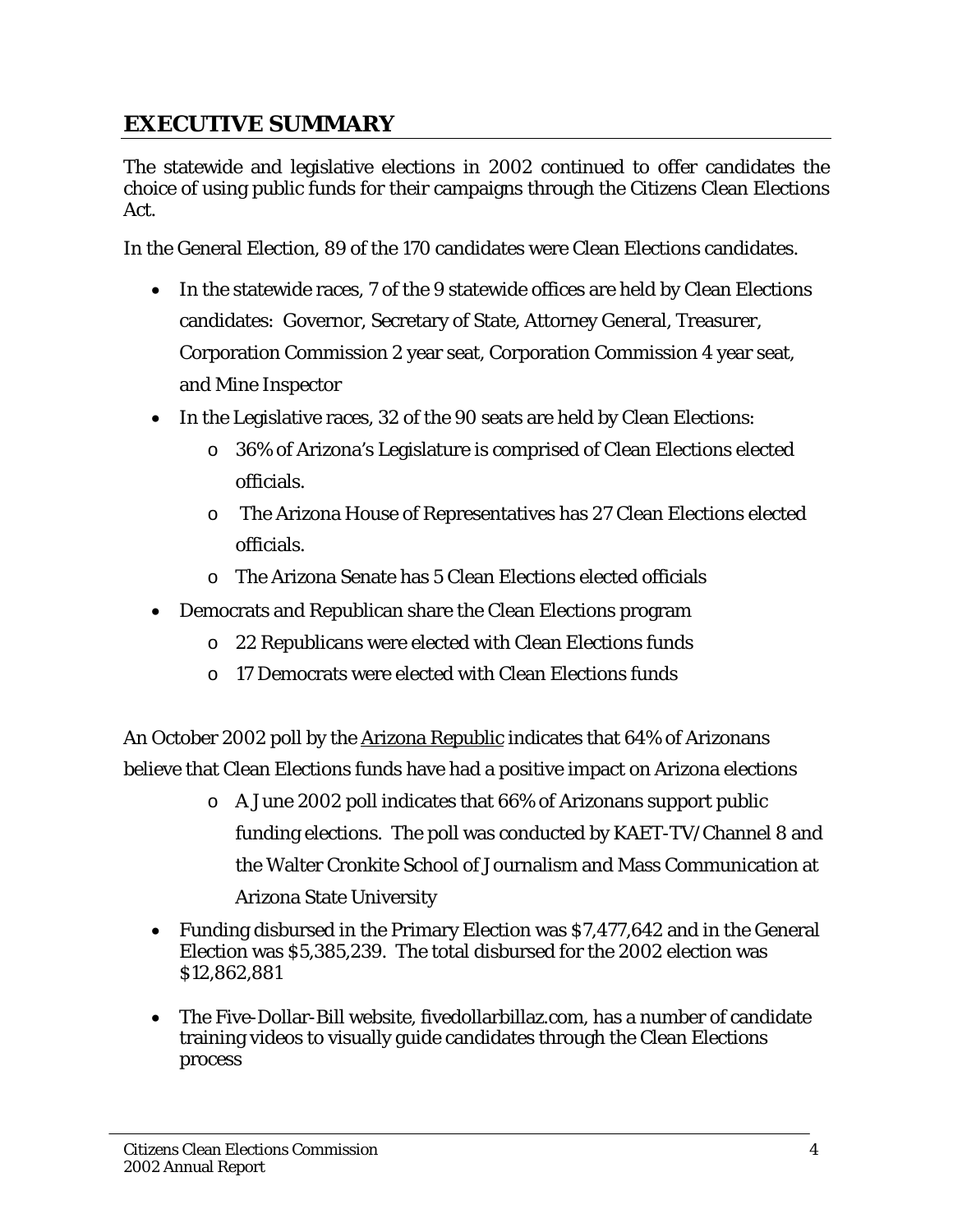## EXECUTIVE SUMMARY

The statewide and legislative elections in 2002 continued to offer candidates the choice of using public funds for their campaigns through the Citizens Clean Elections Act.

In the General Election, 89 of the 170 candidates were Clean Elections candidates.

- In the statewide races, 7 of the 9 statewide offices are held by Clean Elections candidates: Governor, Secretary of State, Attorney General, Treasurer, Corporation Commission 2 year seat, Corporation Commission 4 year seat, and Mine Inspector
- In the Legislative races, 32 of the 90 seats are held by Clean Elections:
  - 36% of Arizona's Legislature is comprised of Clean Elections elected officials.
  - The Arizona House of Representatives has 27 Clean Elections elected officials.
  - The Arizona Senate has 5 Clean Elections elected officials
- Democrats and Republican share the Clean Elections program
  - 22 Republicans were elected with Clean Elections funds
  - 17 Democrats were elected with Clean Elections funds

An October 2002 poll by the Arizona Republic indicates that 64% of Arizonans believe that Clean Elections funds have had a positive impact on Arizona elections

- A June 2002 poll indicates that 66% of Arizonans support public funding elections. The poll was conducted by KAET-TV/Channel 8 and the Walter Cronkite School of Journalism and Mass Communication at Arizona State University

- Funding disbursed in the Primary Election was $7,477,642 and in the General Election was $5,385,239. The total disbursed for the 2002 election was $12,862,881
- The Five-Dollar-Bill website, fivedollarbillaz.com, has a number of candidate training videos to visually guide candidates through the Clean Elections process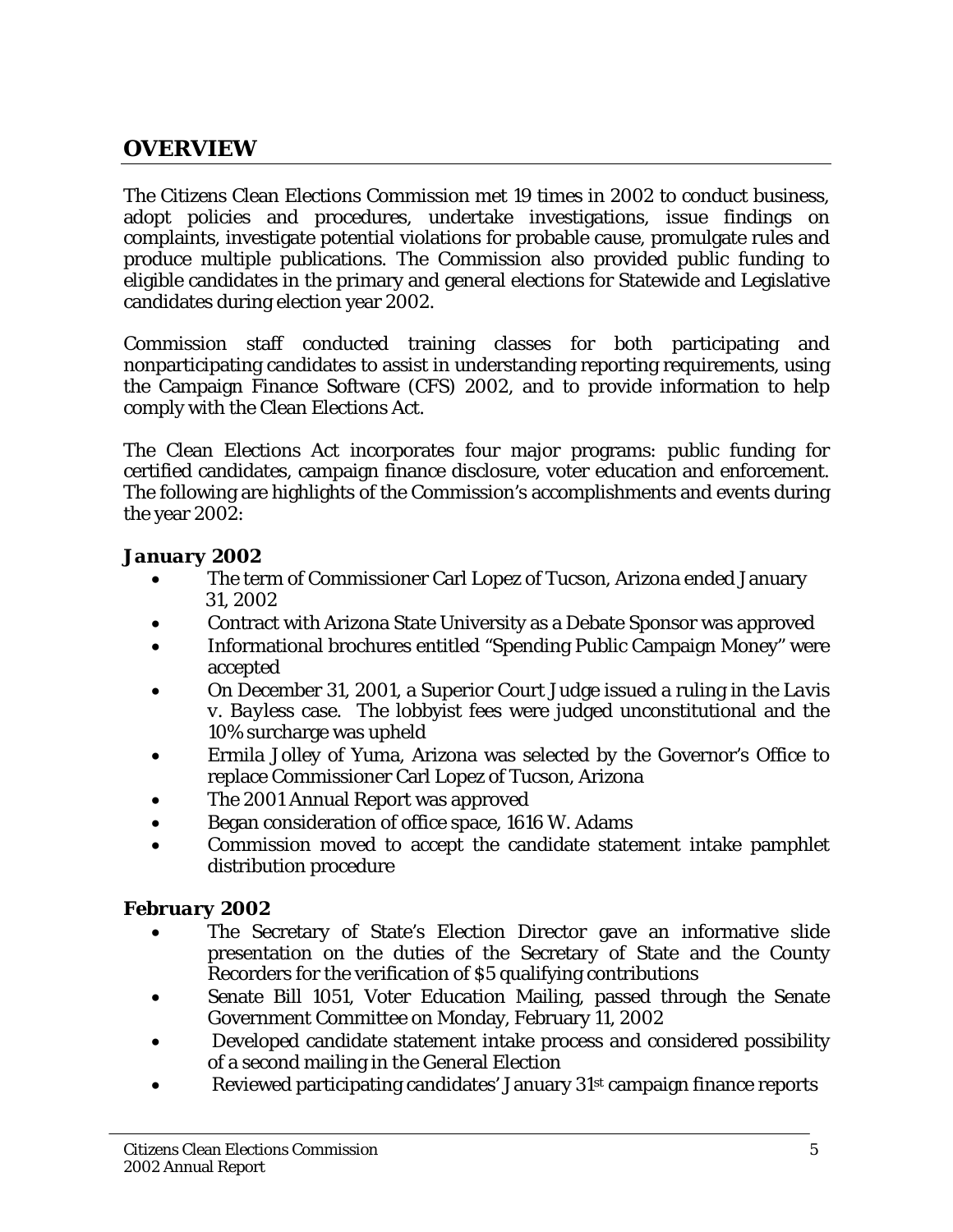## OVERVIEW

The Citizens Clean Elections Commission met 19 times in 2002 to conduct business, adopt policies and procedures, undertake investigations, issue findings on complaints, investigate potential violations for probable cause, promulgate rules and produce multiple publications. The Commission also provided public funding to eligible candidates in the primary and general elections for Statewide and Legislative candidates during election year 2002.

Commission staff conducted training classes for both participating and nonparticipating candidates to assist in understanding reporting requirements, using the Campaign Finance Software (CFS) 2002, and to provide information to help comply with the Clean Elections Act.

The Clean Elections Act incorporates four major programs: public funding for certified candidates, campaign finance disclosure, voter education and enforcement. The following are highlights of the Commission's accomplishments and events during the year 2002:

### *January 2002*

- The term of Commissioner Carl Lopez of Tucson, Arizona ended January 31, 2002
- Contract with Arizona State University as a Debate Sponsor was approved
- Informational brochures entitled "Spending Public Campaign Money" were accepted
- On December 31, 2001, a Superior Court Judge issued a ruling in the *Lavis v. Bayless* case. The lobbyist fees were judged unconstitutional and the 10% surcharge was upheld
- Ermila Jolley of Yuma, Arizona was selected by the Governor's Office to replace Commissioner Carl Lopez of Tucson, Arizona
- The 2001 Annual Report was approved
- Began consideration of office space, 1616 W. Adams
- Commission moved to accept the candidate statement intake pamphlet distribution procedure

### *February 2002*

- The Secretary of State's Election Director gave an informative slide presentation on the duties of the Secretary of State and the County Recorders for the verification of $5 qualifying contributions
- Senate Bill 1051, Voter Education Mailing, passed through the Senate Government Committee on Monday, February 11, 2002
- Developed candidate statement intake process and considered possibility of a second mailing in the General Election
- Reviewed participating candidates' January 31st campaign finance reports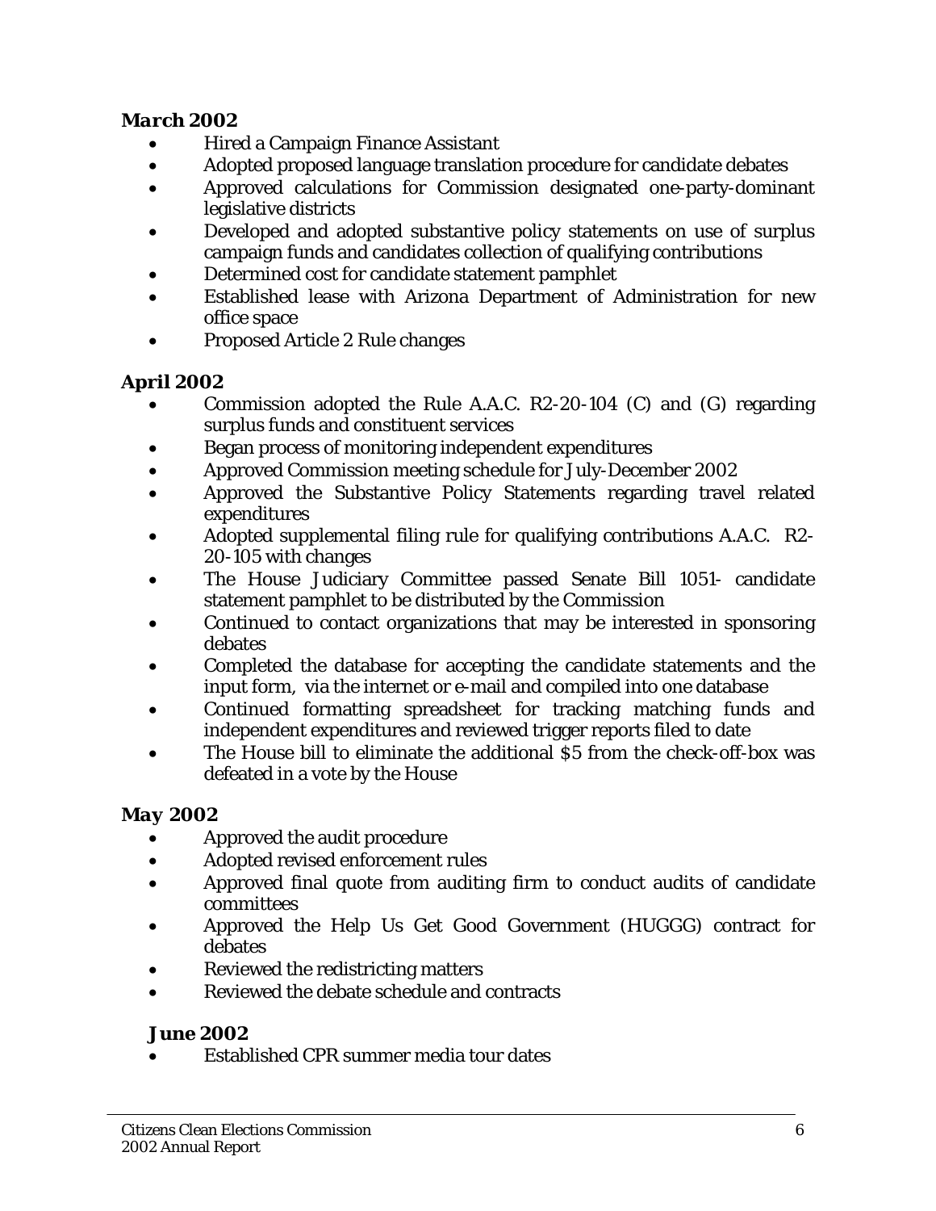**March 2002**

- Hired a Campaign Finance Assistant
- Adopted proposed language translation procedure for candidate debates
- Approved calculations for Commission designated one-party-dominant legislative districts
- Developed and adopted substantive policy statements on use of surplus campaign funds and candidates collection of qualifying contributions
- Determined cost for candidate statement pamphlet
- Established lease with Arizona Department of Administration for new office space
- Proposed Article 2 Rule changes

**April 2002**

- Commission adopted the Rule A.A.C. R2-20-104 (C) and (G) regarding surplus funds and constituent services
- Began process of monitoring independent expenditures
- Approved Commission meeting schedule for July-December 2002
- Approved the Substantive Policy Statements regarding travel related expenditures
- Adopted supplemental filing rule for qualifying contributions A.A.C. R2-20-105 with changes
- The House Judiciary Committee passed Senate Bill 1051- candidate statement pamphlet to be distributed by the Commission
- Continued to contact organizations that may be interested in sponsoring debates
- Completed the database for accepting the candidate statements and the input form, via the internet or e-mail and compiled into one database
- Continued formatting spreadsheet for tracking matching funds and independent expenditures and reviewed trigger reports filed to date
- The House bill to eliminate the additional $5 from the check-off-box was defeated in a vote by the House

**May 2002**

- Approved the audit procedure
- Adopted revised enforcement rules
- Approved final quote from auditing firm to conduct audits of candidate committees
- Approved the Help Us Get Good Government (HUGGG) contract for debates
- Reviewed the redistricting matters
- Reviewed the debate schedule and contracts

**June 2002**

- Established CPR summer media tour dates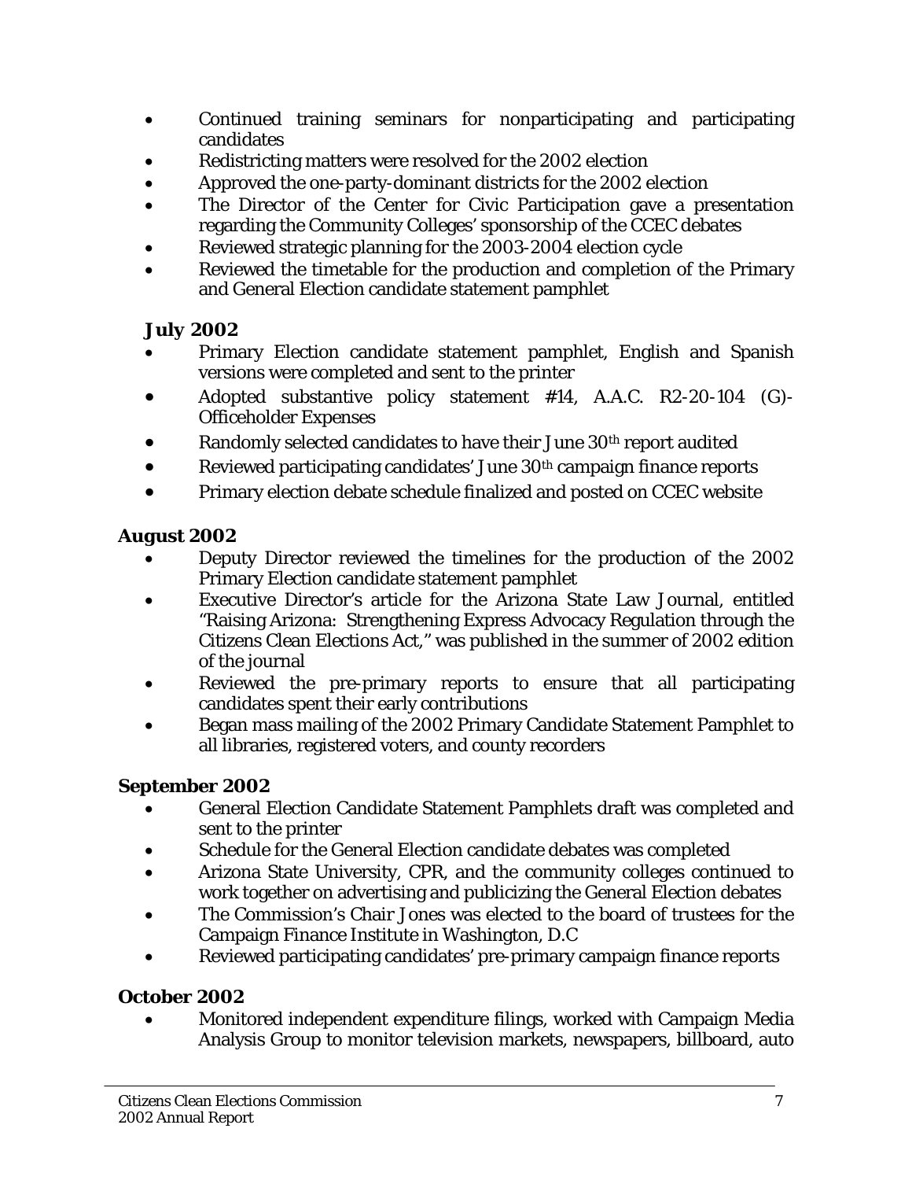- Continued training seminars for nonparticipating and participating candidates
- Redistricting matters were resolved for the 2002 election
- Approved the one-party-dominant districts for the 2002 election
- The Director of the Center for Civic Participation gave a presentation regarding the Community Colleges' sponsorship of the CCEC debates
- Reviewed strategic planning for the 2003-2004 election cycle
- Reviewed the timetable for the production and completion of the Primary and General Election candidate statement pamphlet

**July 2002**

- Primary Election candidate statement pamphlet, English and Spanish versions were completed and sent to the printer
- Adopted substantive policy statement #14, A.A.C. R2-20-104 (G)-Officeholder Expenses
- Randomly selected candidates to have their June 30th report audited
- Reviewed participating candidates' June 30th campaign finance reports
- Primary election debate schedule finalized and posted on CCEC website

**August 2002**

- Deputy Director reviewed the timelines for the production of the 2002 Primary Election candidate statement pamphlet
- Executive Director's article for the Arizona State Law Journal, entitled "Raising Arizona: Strengthening Express Advocacy Regulation through the Citizens Clean Elections Act," was published in the summer of 2002 edition of the journal
- Reviewed the pre-primary reports to ensure that all participating candidates spent their early contributions
- Began mass mailing of the 2002 Primary Candidate Statement Pamphlet to all libraries, registered voters, and county recorders

**September 2002**

- General Election Candidate Statement Pamphlets draft was completed and sent to the printer
- Schedule for the General Election candidate debates was completed
- Arizona State University, CPR, and the community colleges continued to work together on advertising and publicizing the General Election debates
- The Commission's Chair Jones was elected to the board of trustees for the Campaign Finance Institute in Washington, D.C
- Reviewed participating candidates' pre-primary campaign finance reports

**October 2002**

- Monitored independent expenditure filings, worked with Campaign Media Analysis Group to monitor television markets, newspapers, billboard, auto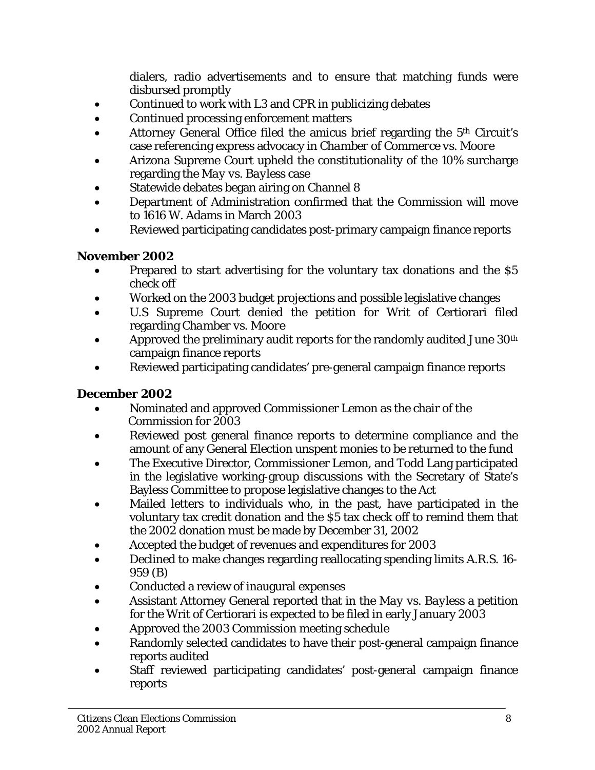dialers, radio advertisements and to ensure that matching funds were disbursed promptly

- Continued to work with L3 and CPR in publicizing debates
- Continued processing enforcement matters
- Attorney General Office filed the amicus brief regarding the 5th Circuit's case referencing express advocacy in *Chamber of Commerce vs. Moore*
- Arizona Supreme Court upheld the constitutionality of the 10% surcharge regarding the *May vs. Bayless* case
- Statewide debates began airing on Channel 8
- Department of Administration confirmed that the Commission will move to 1616 W. Adams in March 2003
- Reviewed participating candidates post-primary campaign finance reports

### November 2002

- Prepared to start advertising for the voluntary tax donations and the $5 check off
- Worked on the 2003 budget projections and possible legislative changes
- U.S Supreme Court denied the petition for Writ of Certiorari filed regarding *Chamber vs. Moore*
- Approved the preliminary audit reports for the randomly audited June 30th campaign finance reports
- Reviewed participating candidates' pre-general campaign finance reports

### December 2002

- Nominated and approved Commissioner Lemon as the chair of the Commission for 2003
- Reviewed post general finance reports to determine compliance and the amount of any General Election unspent monies to be returned to the fund
- The Executive Director, Commissioner Lemon, and Todd Lang participated in the legislative working-group discussions with the Secretary of State's Bayless Committee to propose legislative changes to the Act
- Mailed letters to individuals who, in the past, have participated in the voluntary tax credit donation and the $5 tax check off to remind them that the 2002 donation must be made by December 31, 2002
- Accepted the budget of revenues and expenditures for 2003
- Declined to make changes regarding reallocating spending limits A.R.S. 16-959 (B)
- Conducted a review of inaugural expenses
- Assistant Attorney General reported that in the *May vs. Bayless* a petition for the Writ of Certiorari is expected to be filed in early January 2003
- Approved the 2003 Commission meeting schedule
- Randomly selected candidates to have their post-general campaign finance reports audited
- Staff reviewed participating candidates' post-general campaign finance reports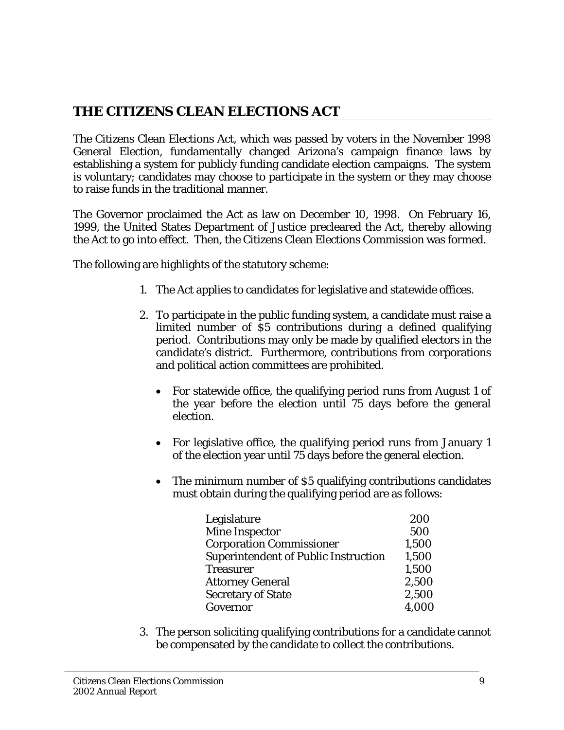## THE CITIZENS CLEAN ELECTIONS ACT

The Citizens Clean Elections Act, which was passed by voters in the November 1998 General Election, fundamentally changed Arizona's campaign finance laws by establishing a system for publicly funding candidate election campaigns. The system is voluntary; candidates may choose to participate in the system or they may choose to raise funds in the traditional manner.

The Governor proclaimed the Act as law on December 10, 1998. On February 16, 1999, the United States Department of Justice precleared the Act, thereby allowing the Act to go into effect. Then, the Citizens Clean Elections Commission was formed.

The following are highlights of the statutory scheme:

1. The Act applies to candidates for legislative and statewide offices.

2. To participate in the public funding system, a candidate must raise a limited number of $5 contributions during a defined qualifying period. Contributions may only be made by qualified electors in the candidate's district. Furthermore, contributions from corporations and political action committees are prohibited.

   - For statewide office, the qualifying period runs from August 1 of the year before the election until 75 days before the general election.

   - For legislative office, the qualifying period runs from January 1 of the election year until 75 days before the general election.

   - The minimum number of $5 qualifying contributions candidates must obtain during the qualifying period are as follows:

| | |
|---|---|
| Legislature | 200 |
| Mine Inspector | 500 |
| Corporation Commissioner | 1,500 |
| Superintendent of Public Instruction | 1,500 |
| Treasurer | 1,500 |
| Attorney General | 2,500 |
| Secretary of State | 2,500 |
| Governor | 4,000 |

3. The person soliciting qualifying contributions for a candidate cannot be compensated by the candidate to collect the contributions.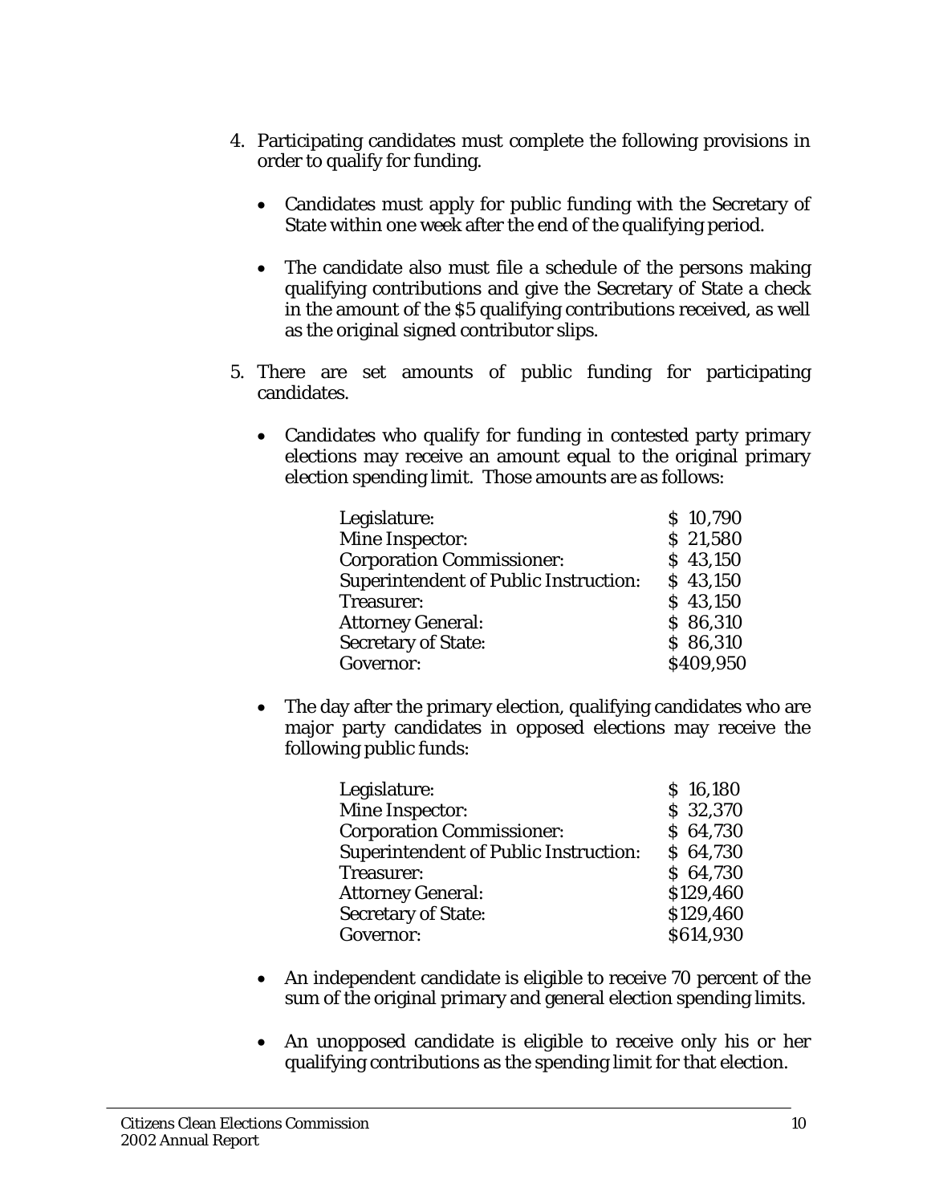4. Participating candidates must complete the following provisions in order to qualify for funding.

   - Candidates must apply for public funding with the Secretary of State within one week after the end of the qualifying period.

   - The candidate also must file a schedule of the persons making qualifying contributions and give the Secretary of State a check in the amount of the $5 qualifying contributions received, as well as the original signed contributor slips.

5. There are set amounts of public funding for participating candidates.

   - Candidates who qualify for funding in contested party primary elections may receive an amount equal to the original primary election spending limit. Those amounts are as follows:

| | |
|---|---|
| Legislature: | $ 10,790 |
| Mine Inspector: | $ 21,580 |
| Corporation Commissioner: | $ 43,150 |
| Superintendent of Public Instruction: | $ 43,150 |
| Treasurer: | $ 43,150 |
| Attorney General: | $ 86,310 |
| Secretary of State: | $ 86,310 |
| Governor: | $409,950 |

   - The day after the primary election, qualifying candidates who are major party candidates in opposed elections may receive the following public funds:

| | |
|---|---|
| Legislature: | $ 16,180 |
| Mine Inspector: | $ 32,370 |
| Corporation Commissioner: | $ 64,730 |
| Superintendent of Public Instruction: | $ 64,730 |
| Treasurer: | $ 64,730 |
| Attorney General: | $129,460 |
| Secretary of State: | $129,460 |
| Governor: | $614,930 |

   - An independent candidate is eligible to receive 70 percent of the sum of the original primary and general election spending limits.

   - An unopposed candidate is eligible to receive only his or her qualifying contributions as the spending limit for that election.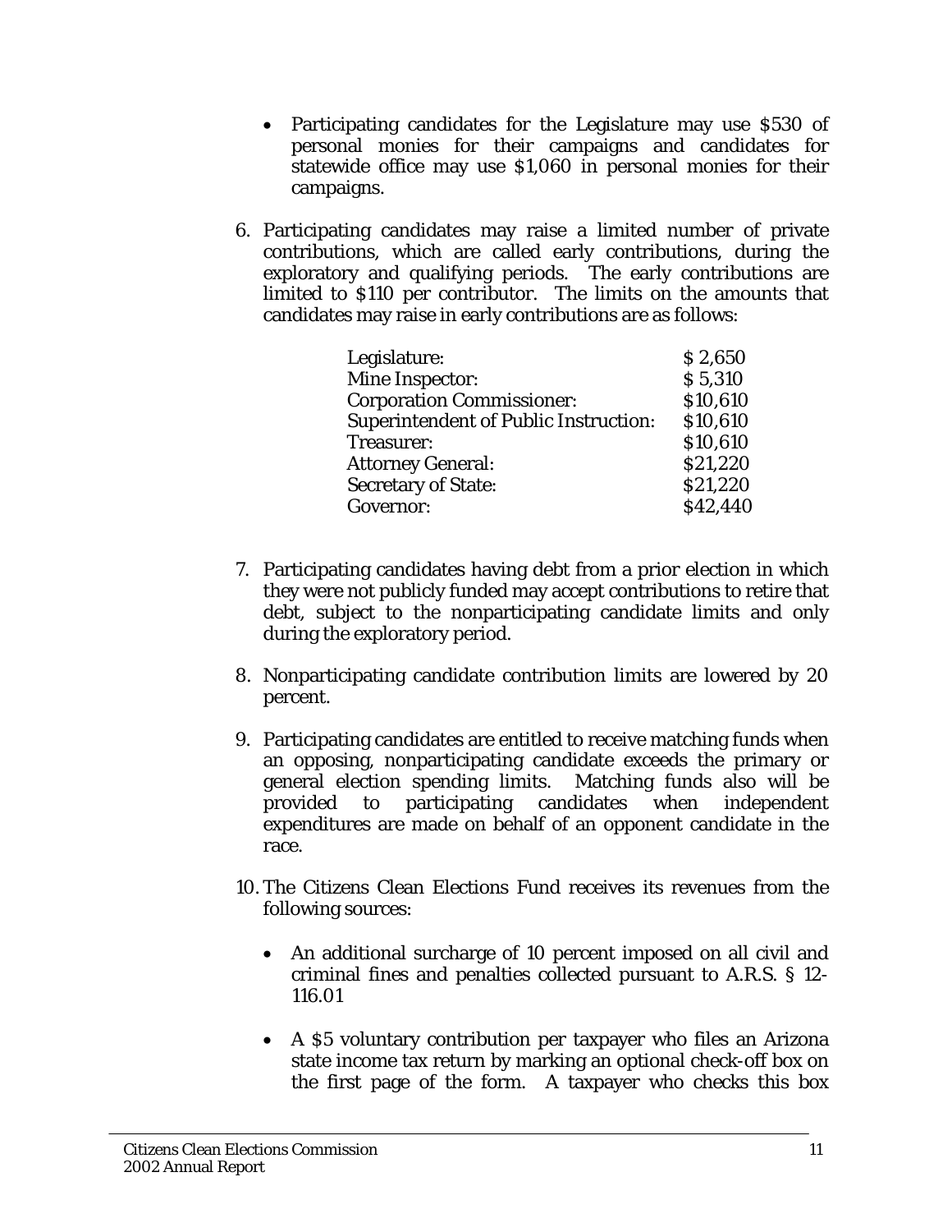- Participating candidates for the Legislature may use $530 of personal monies for their campaigns and candidates for statewide office may use $1,060 in personal monies for their campaigns.

6. Participating candidates may raise a limited number of private contributions, which are called early contributions, during the exploratory and qualifying periods. The early contributions are limited to $110 per contributor. The limits on the amounts that candidates may raise in early contributions are as follows:

| | |
|---|---|
| Legislature: | $ 2,650 |
| Mine Inspector: | $ 5,310 |
| Corporation Commissioner: | $10,610 |
| Superintendent of Public Instruction: | $10,610 |
| Treasurer: | $10,610 |
| Attorney General: | $21,220 |
| Secretary of State: | $21,220 |
| Governor: | $42,440 |

7. Participating candidates having debt from a prior election in which they were not publicly funded may accept contributions to retire that debt, subject to the nonparticipating candidate limits and only during the exploratory period.

8. Nonparticipating candidate contribution limits are lowered by 20 percent.

9. Participating candidates are entitled to receive matching funds when an opposing, nonparticipating candidate exceeds the primary or general election spending limits. Matching funds also will be provided to participating candidates when independent expenditures are made on behalf of an opponent candidate in the race.

10. The Citizens Clean Elections Fund receives its revenues from the following sources:

    - An additional surcharge of 10 percent imposed on all civil and criminal fines and penalties collected pursuant to A.R.S. § 12-116.01

    - A $5 voluntary contribution per taxpayer who files an Arizona state income tax return by marking an optional check-off box on the first page of the form. A taxpayer who checks this box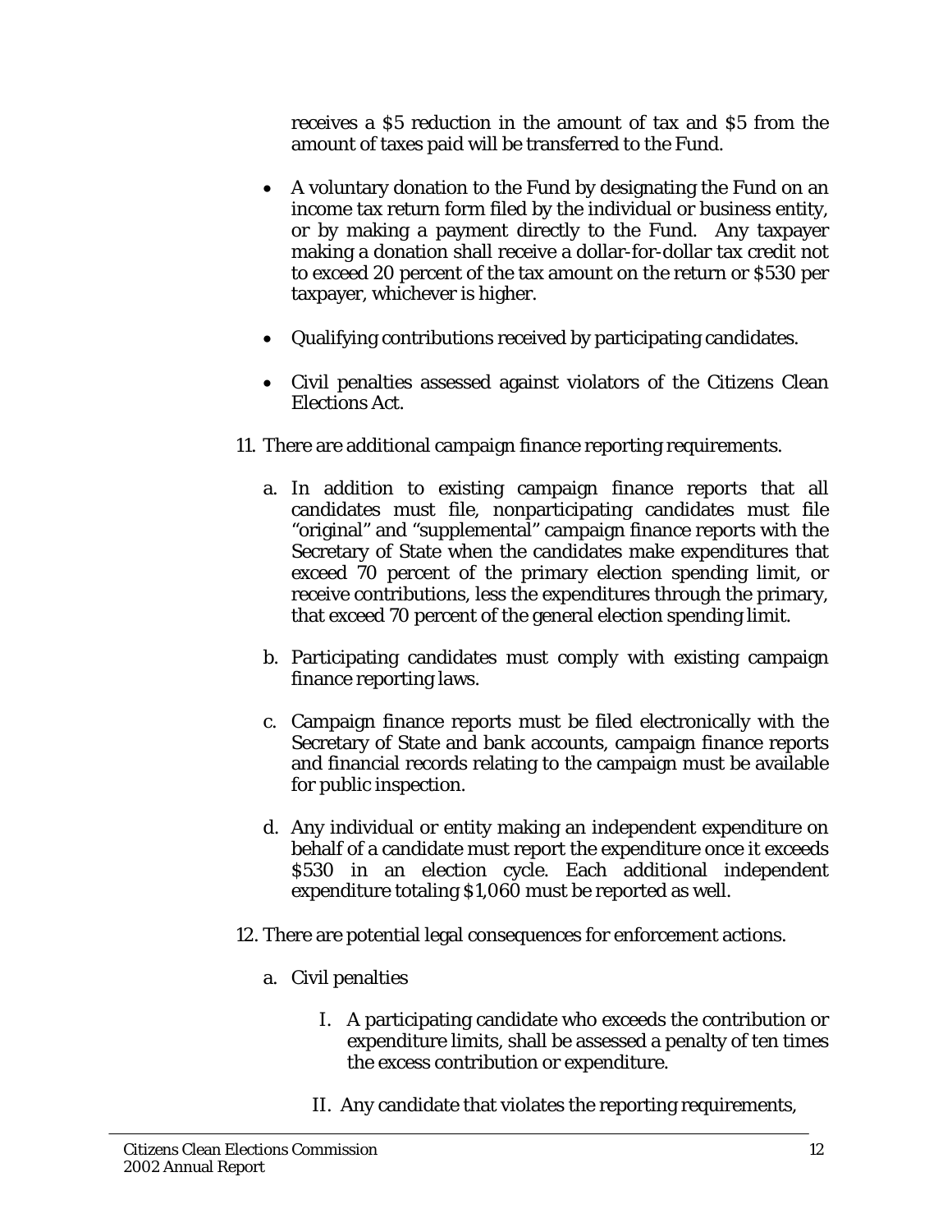receives a $5 reduction in the amount of tax and $5 from the amount of taxes paid will be transferred to the Fund.

- A voluntary donation to the Fund by designating the Fund on an income tax return form filed by the individual or business entity, or by making a payment directly to the Fund. Any taxpayer making a donation shall receive a dollar-for-dollar tax credit not to exceed 20 percent of the tax amount on the return or $530 per taxpayer, whichever is higher.

- Qualifying contributions received by participating candidates.

- Civil penalties assessed against violators of the Citizens Clean Elections Act.

11. There are additional campaign finance reporting requirements.

    a. In addition to existing campaign finance reports that all candidates must file, nonparticipating candidates must file "original" and "supplemental" campaign finance reports with the Secretary of State when the candidates make expenditures that exceed 70 percent of the primary election spending limit, or receive contributions, less the expenditures through the primary, that exceed 70 percent of the general election spending limit.

    b. Participating candidates must comply with existing campaign finance reporting laws.

    c. Campaign finance reports must be filed electronically with the Secretary of State and bank accounts, campaign finance reports and financial records relating to the campaign must be available for public inspection.

    d. Any individual or entity making an independent expenditure on behalf of a candidate must report the expenditure once it exceeds $530 in an election cycle. Each additional independent expenditure totaling $1,060 must be reported as well.

12. There are potential legal consequences for enforcement actions.

    a. Civil penalties

        I. A participating candidate who exceeds the contribution or expenditure limits, shall be assessed a penalty of ten times the excess contribution or expenditure.

        II. Any candidate that violates the reporting requirements,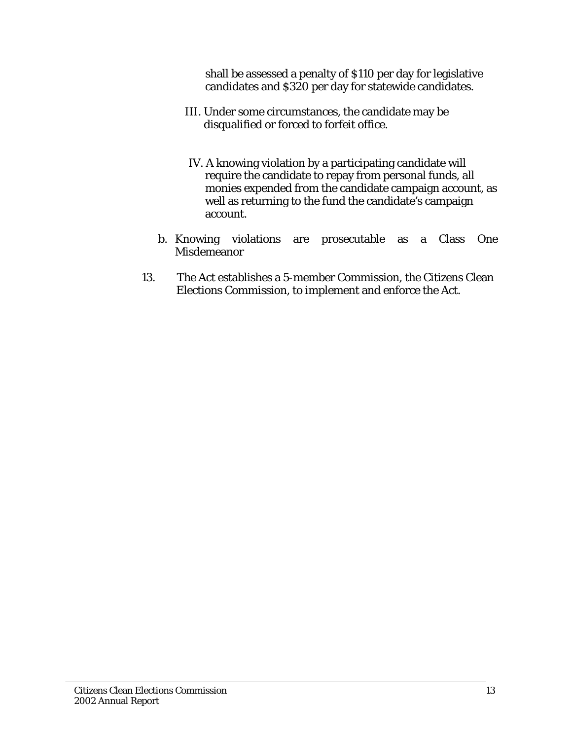shall be assessed a penalty of $110 per day for legislative candidates and $320 per day for statewide candidates.

III. Under some circumstances, the candidate may be disqualified or forced to forfeit office.

IV. A knowing violation by a participating candidate will require the candidate to repay from personal funds, all monies expended from the candidate campaign account, as well as returning to the fund the candidate's campaign account.

b. Knowing violations are prosecutable as a Class One Misdemeanor

13. The Act establishes a 5-member Commission, the Citizens Clean Elections Commission, to implement and enforce the Act.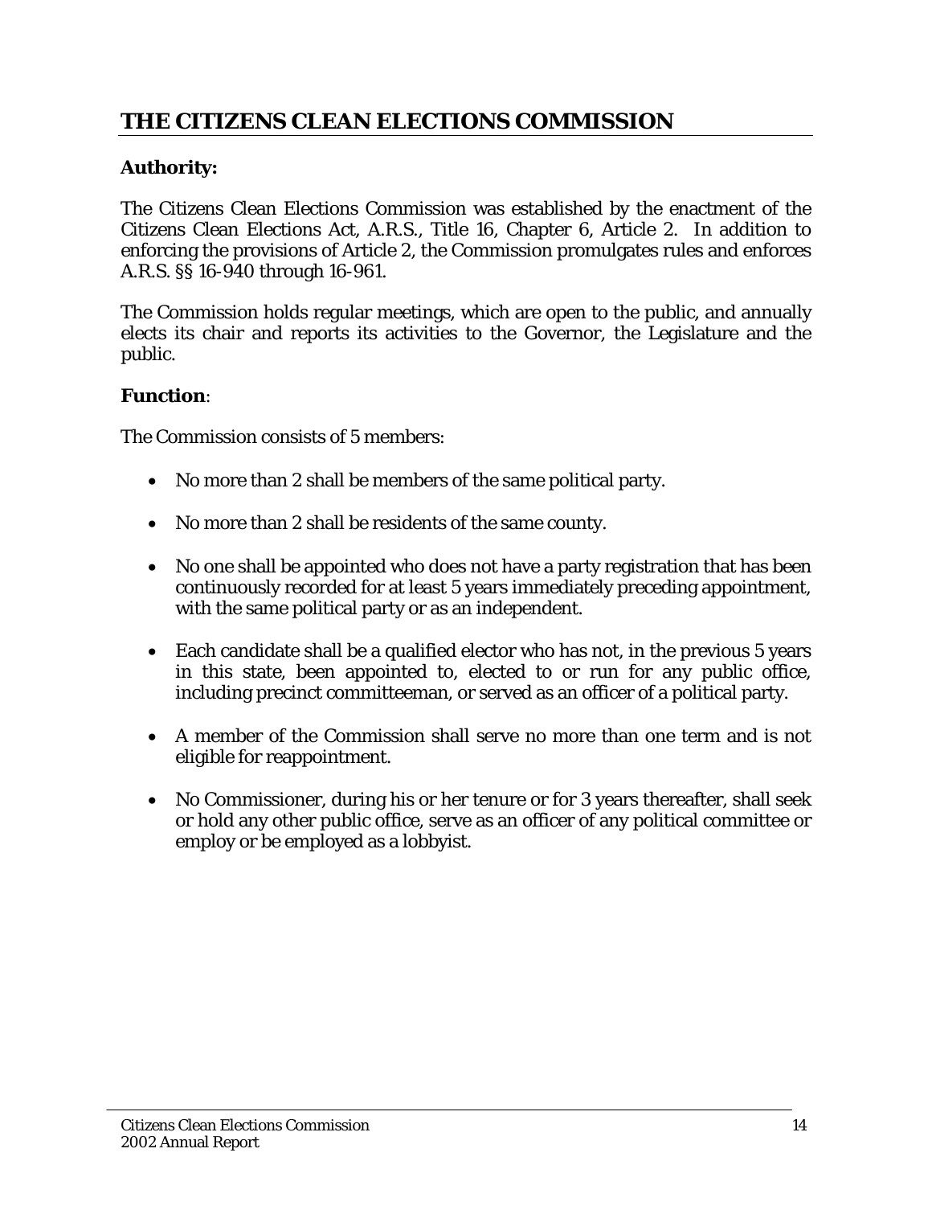## THE CITIZENS CLEAN ELECTIONS COMMISSION

**Authority:**

The Citizens Clean Elections Commission was established by the enactment of the Citizens Clean Elections Act, A.R.S., Title 16, Chapter 6, Article 2. In addition to enforcing the provisions of Article 2, the Commission promulgates rules and enforces A.R.S. §§ 16-940 through 16-961.

The Commission holds regular meetings, which are open to the public, and annually elects its chair and reports its activities to the Governor, the Legislature and the public.

**Function**:

The Commission consists of 5 members:

- No more than 2 shall be members of the same political party.
- No more than 2 shall be residents of the same county.
- No one shall be appointed who does not have a party registration that has been continuously recorded for at least 5 years immediately preceding appointment, with the same political party or as an independent.
- Each candidate shall be a qualified elector who has not, in the previous 5 years in this state, been appointed to, elected to or run for any public office, including precinct committeeman, or served as an officer of a political party.
- A member of the Commission shall serve no more than one term and is not eligible for reappointment.
- No Commissioner, during his or her tenure or for 3 years thereafter, shall seek or hold any other public office, serve as an officer of any political committee or employ or be employed as a lobbyist.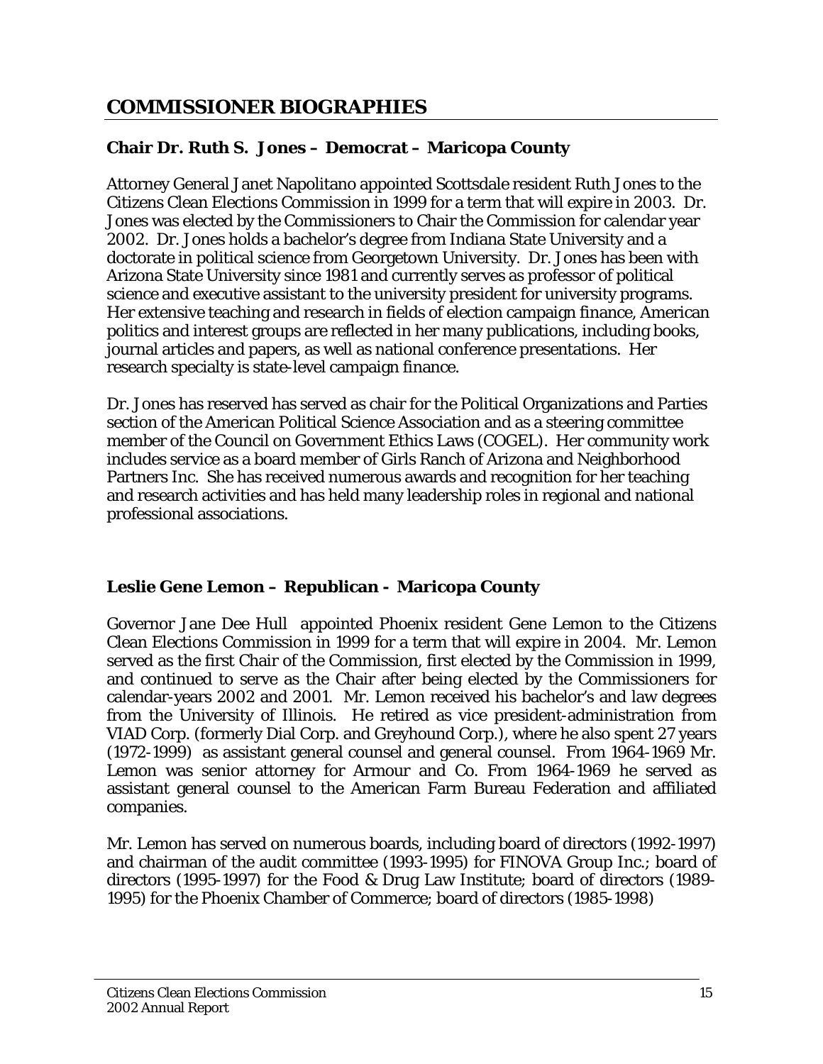# COMMISSIONER BIOGRAPHIES

### Chair Dr. Ruth S. Jones – Democrat – Maricopa County

Attorney General Janet Napolitano appointed Scottsdale resident Ruth Jones to the Citizens Clean Elections Commission in 1999 for a term that will expire in 2003. Dr. Jones was elected by the Commissioners to Chair the Commission for calendar year 2002. Dr. Jones holds a bachelor's degree from Indiana State University and a doctorate in political science from Georgetown University. Dr. Jones has been with Arizona State University since 1981 and currently serves as professor of political science and executive assistant to the university president for university programs. Her extensive teaching and research in fields of election campaign finance, American politics and interest groups are reflected in her many publications, including books, journal articles and papers, as well as national conference presentations. Her research specialty is state-level campaign finance.

Dr. Jones has reserved has served as chair for the Political Organizations and Parties section of the American Political Science Association and as a steering committee member of the Council on Government Ethics Laws (COGEL). Her community work includes service as a board member of Girls Ranch of Arizona and Neighborhood Partners Inc. She has received numerous awards and recognition for her teaching and research activities and has held many leadership roles in regional and national professional associations.

### Leslie Gene Lemon – Republican - Maricopa County

Governor Jane Dee Hull appointed Phoenix resident Gene Lemon to the Citizens Clean Elections Commission in 1999 for a term that will expire in 2004. Mr. Lemon served as the first Chair of the Commission, first elected by the Commission in 1999, and continued to serve as the Chair after being elected by the Commissioners for calendar-years 2002 and 2001. Mr. Lemon received his bachelor's and law degrees from the University of Illinois. He retired as vice president-administration from VIAD Corp. (formerly Dial Corp. and Greyhound Corp.), where he also spent 27 years (1972-1999) as assistant general counsel and general counsel. From 1964-1969 Mr. Lemon was senior attorney for Armour and Co. From 1964-1969 he served as assistant general counsel to the American Farm Bureau Federation and affiliated companies.

Mr. Lemon has served on numerous boards, including board of directors (1992-1997) and chairman of the audit committee (1993-1995) for FINOVA Group Inc.; board of directors (1995-1997) for the Food & Drug Law Institute; board of directors (1989-1995) for the Phoenix Chamber of Commerce; board of directors (1985-1998)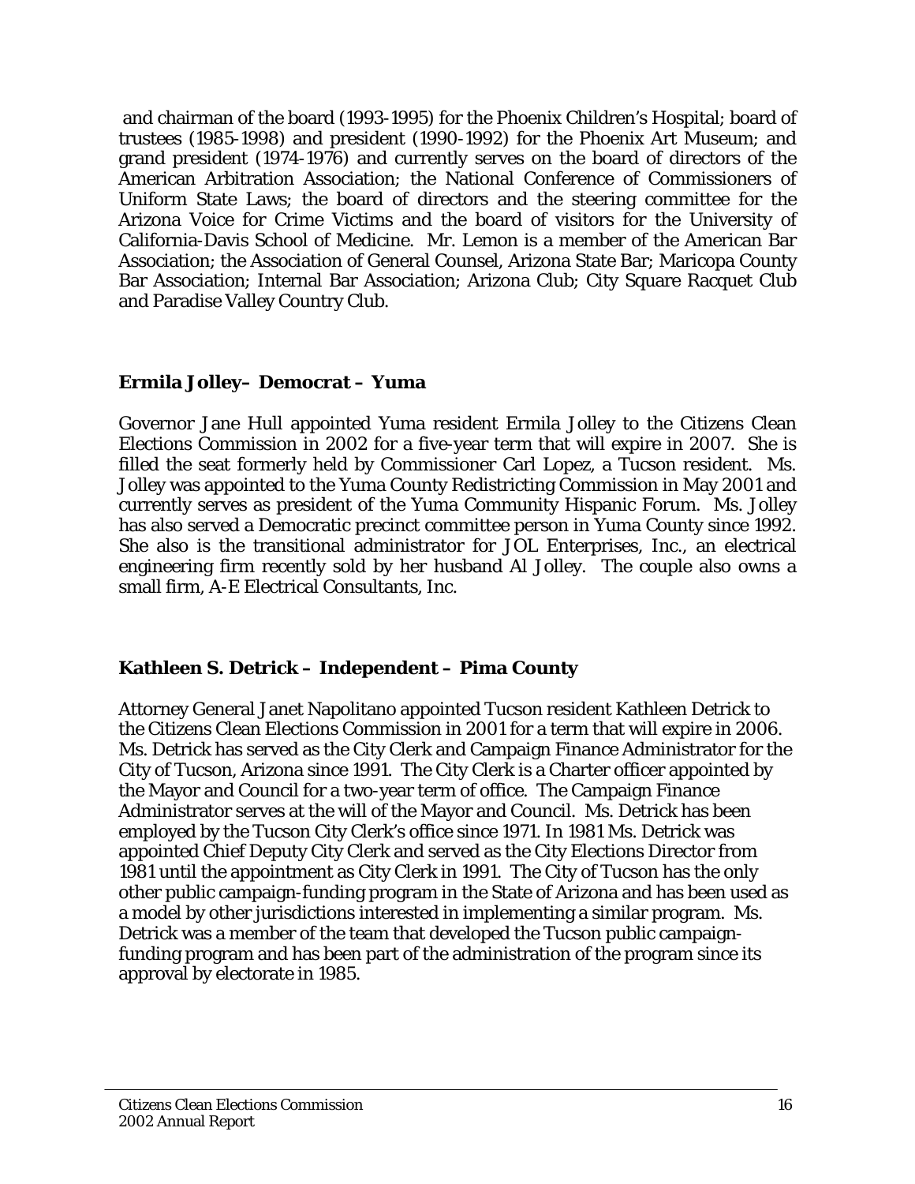and chairman of the board (1993-1995) for the Phoenix Children's Hospital; board of trustees (1985-1998) and president (1990-1992) for the Phoenix Art Museum; and grand president (1974-1976) and currently serves on the board of directors of the American Arbitration Association; the National Conference of Commissioners of Uniform State Laws; the board of directors and the steering committee for the Arizona Voice for Crime Victims and the board of visitors for the University of California-Davis School of Medicine. Mr. Lemon is a member of the American Bar Association; the Association of General Counsel, Arizona State Bar; Maricopa County Bar Association; Internal Bar Association; Arizona Club; City Square Racquet Club and Paradise Valley Country Club.

**Ermila Jolley– Democrat – Yuma**

Governor Jane Hull appointed Yuma resident Ermila Jolley to the Citizens Clean Elections Commission in 2002 for a five-year term that will expire in 2007. She is filled the seat formerly held by Commissioner Carl Lopez, a Tucson resident. Ms. Jolley was appointed to the Yuma County Redistricting Commission in May 2001 and currently serves as president of the Yuma Community Hispanic Forum. Ms. Jolley has also served a Democratic precinct committee person in Yuma County since 1992. She also is the transitional administrator for JOL Enterprises, Inc., an electrical engineering firm recently sold by her husband Al Jolley. The couple also owns a small firm, A-E Electrical Consultants, Inc.

**Kathleen S. Detrick – Independent – Pima County**

Attorney General Janet Napolitano appointed Tucson resident Kathleen Detrick to the Citizens Clean Elections Commission in 2001 for a term that will expire in 2006. Ms. Detrick has served as the City Clerk and Campaign Finance Administrator for the City of Tucson, Arizona since 1991. The City Clerk is a Charter officer appointed by the Mayor and Council for a two-year term of office. The Campaign Finance Administrator serves at the will of the Mayor and Council. Ms. Detrick has been employed by the Tucson City Clerk's office since 1971. In 1981 Ms. Detrick was appointed Chief Deputy City Clerk and served as the City Elections Director from 1981 until the appointment as City Clerk in 1991. The City of Tucson has the only other public campaign-funding program in the State of Arizona and has been used as a model by other jurisdictions interested in implementing a similar program. Ms. Detrick was a member of the team that developed the Tucson public campaign-funding program and has been part of the administration of the program since its approval by electorate in 1985.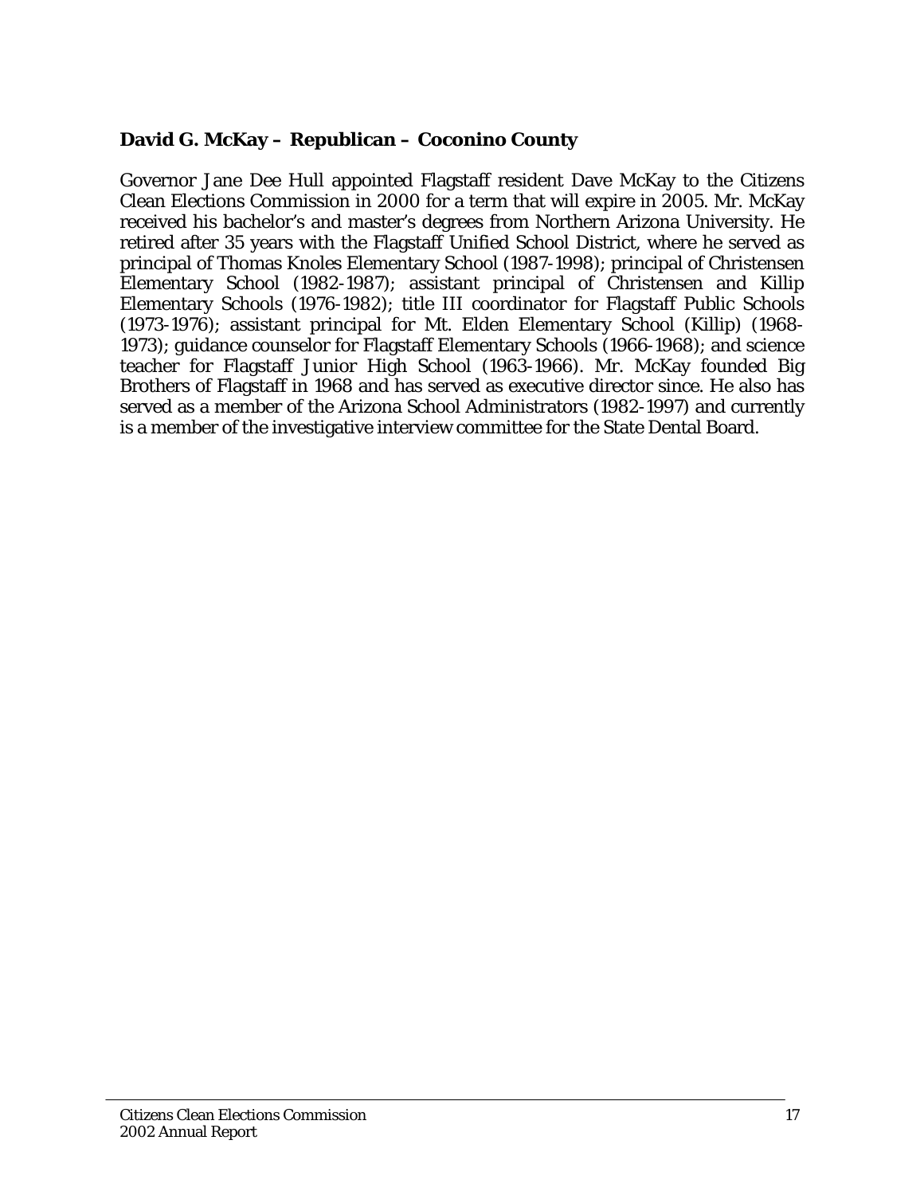**David G. McKay – Republican – Coconino County**

Governor Jane Dee Hull appointed Flagstaff resident Dave McKay to the Citizens Clean Elections Commission in 2000 for a term that will expire in 2005. Mr. McKay received his bachelor's and master's degrees from Northern Arizona University. He retired after 35 years with the Flagstaff Unified School District, where he served as principal of Thomas Knoles Elementary School (1987-1998); principal of Christensen Elementary School (1982-1987); assistant principal of Christensen and Killip Elementary Schools (1976-1982); title III coordinator for Flagstaff Public Schools (1973-1976); assistant principal for Mt. Elden Elementary School (Killip) (1968-1973); guidance counselor for Flagstaff Elementary Schools (1966-1968); and science teacher for Flagstaff Junior High School (1963-1966). Mr. McKay founded Big Brothers of Flagstaff in 1968 and has served as executive director since. He also has served as a member of the Arizona School Administrators (1982-1997) and currently is a member of the investigative interview committee for the State Dental Board.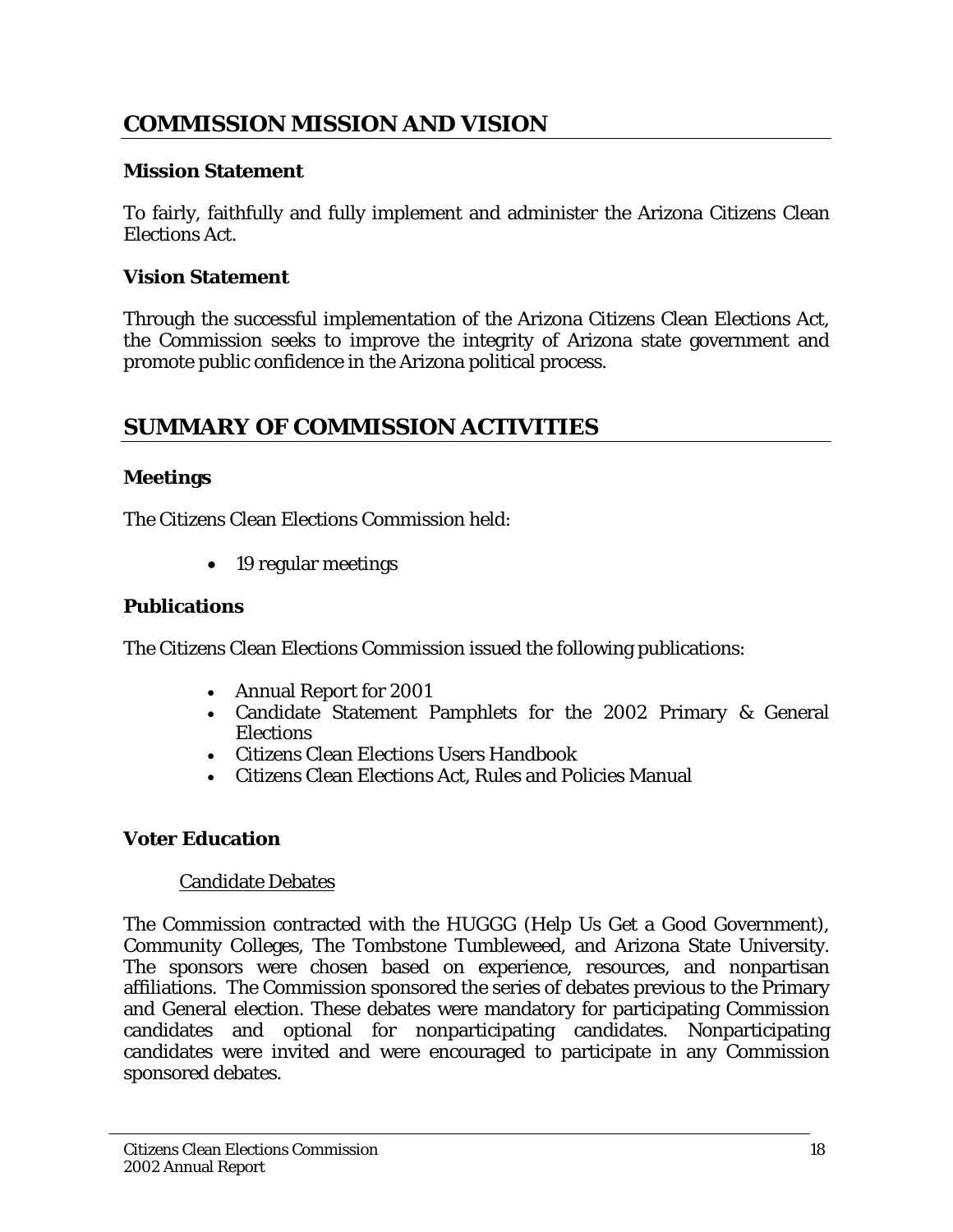## COMMISSION MISSION AND VISION

### Mission Statement

To fairly, faithfully and fully implement and administer the Arizona Citizens Clean Elections Act.

### Vision Statement

Through the successful implementation of the Arizona Citizens Clean Elections Act, the Commission seeks to improve the integrity of Arizona state government and promote public confidence in the Arizona political process.

## SUMMARY OF COMMISSION ACTIVITIES

### Meetings

The Citizens Clean Elections Commission held:

- 19 regular meetings

### Publications

The Citizens Clean Elections Commission issued the following publications:

- Annual Report for 2001
- Candidate Statement Pamphlets for the 2002 Primary & General Elections
- Citizens Clean Elections Users Handbook
- Citizens Clean Elections Act, Rules and Policies Manual

### Voter Education

Candidate Debates

The Commission contracted with the HUGGG (Help Us Get a Good Government), Community Colleges, The Tombstone Tumbleweed, and Arizona State University. The sponsors were chosen based on experience, resources, and nonpartisan affiliations. The Commission sponsored the series of debates previous to the Primary and General election. These debates were mandatory for participating Commission candidates and optional for nonparticipating candidates. Nonparticipating candidates were invited and were encouraged to participate in any Commission sponsored debates.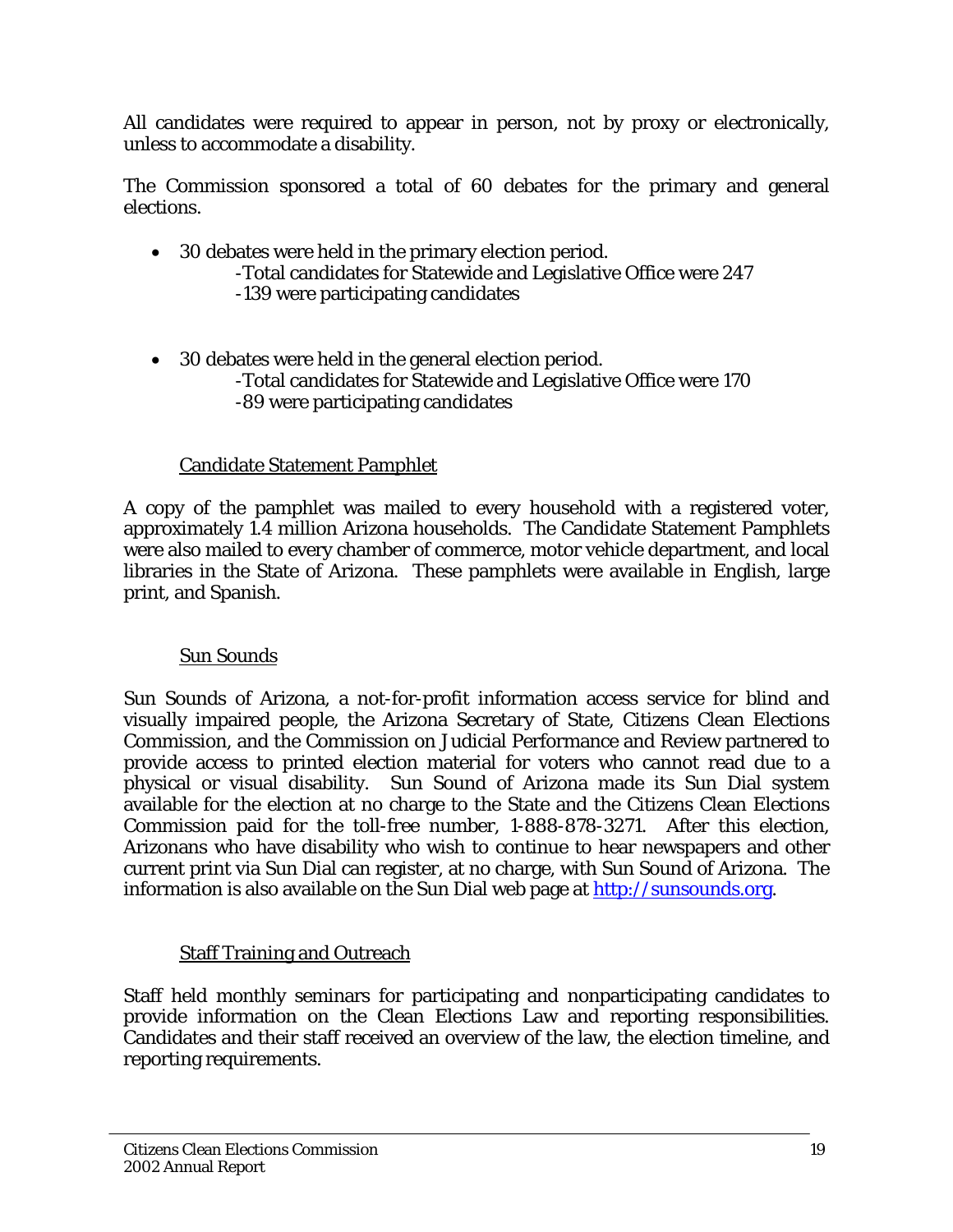All candidates were required to appear in person, not by proxy or electronically, unless to accommodate a disability.

The Commission sponsored a total of 60 debates for the primary and general elections.

- 30 debates were held in the primary election period.
  - -Total candidates for Statewide and Legislative Office were 247
  - -139 were participating candidates

- 30 debates were held in the general election period.
  - -Total candidates for Statewide and Legislative Office were 170
  - -89 were participating candidates

### Candidate Statement Pamphlet

A copy of the pamphlet was mailed to every household with a registered voter, approximately 1.4 million Arizona households. The Candidate Statement Pamphlets were also mailed to every chamber of commerce, motor vehicle department, and local libraries in the State of Arizona. These pamphlets were available in English, large print, and Spanish.

### Sun Sounds

Sun Sounds of Arizona, a not-for-profit information access service for blind and visually impaired people, the Arizona Secretary of State, Citizens Clean Elections Commission, and the Commission on Judicial Performance and Review partnered to provide access to printed election material for voters who cannot read due to a physical or visual disability. Sun Sound of Arizona made its Sun Dial system available for the election at no charge to the State and the Citizens Clean Elections Commission paid for the toll-free number, 1-888-878-3271. After this election, Arizonans who have disability who wish to continue to hear newspapers and other current print via Sun Dial can register, at no charge, with Sun Sound of Arizona. The information is also available on the Sun Dial web page at [http://sunsounds.org](http://sunsounds.org).

### Staff Training and Outreach

Staff held monthly seminars for participating and nonparticipating candidates to provide information on the Clean Elections Law and reporting responsibilities. Candidates and their staff received an overview of the law, the election timeline, and reporting requirements.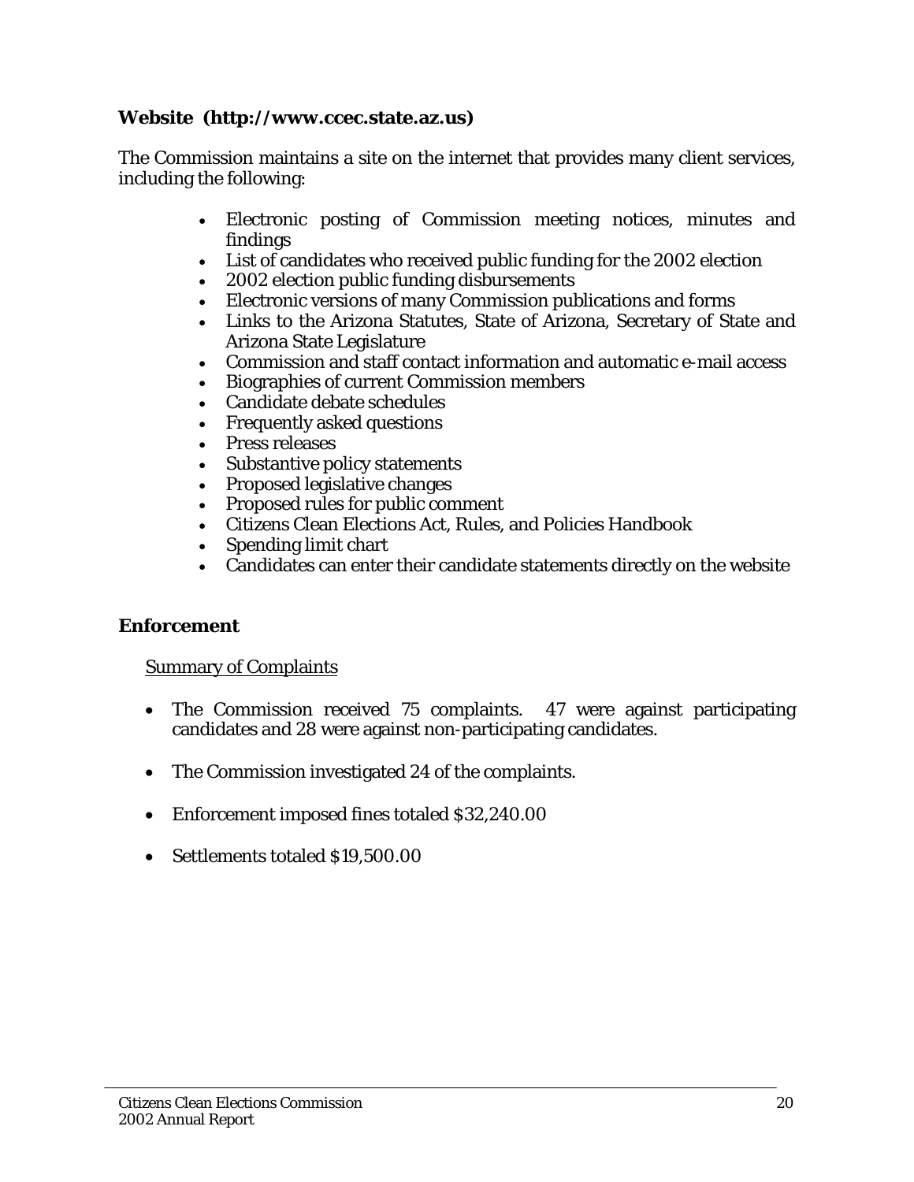### Website (http://www.ccec.state.az.us)

The Commission maintains a site on the internet that provides many client services, including the following:

- Electronic posting of Commission meeting notices, minutes and findings
- List of candidates who received public funding for the 2002 election
- 2002 election public funding disbursements
- Electronic versions of many Commission publications and forms
- Links to the Arizona Statutes, State of Arizona, Secretary of State and Arizona State Legislature
- Commission and staff contact information and automatic e-mail access
- Biographies of current Commission members
- Candidate debate schedules
- Frequently asked questions
- Press releases
- Substantive policy statements
- Proposed legislative changes
- Proposed rules for public comment
- Citizens Clean Elections Act, Rules, and Policies Handbook
- Spending limit chart
- Candidates can enter their candidate statements directly on the website

### Enforcement

Summary of Complaints

- The Commission received 75 complaints. 47 were against participating candidates and 28 were against non-participating candidates.
- The Commission investigated 24 of the complaints.
- Enforcement imposed fines totaled $32,240.00
- Settlements totaled $19,500.00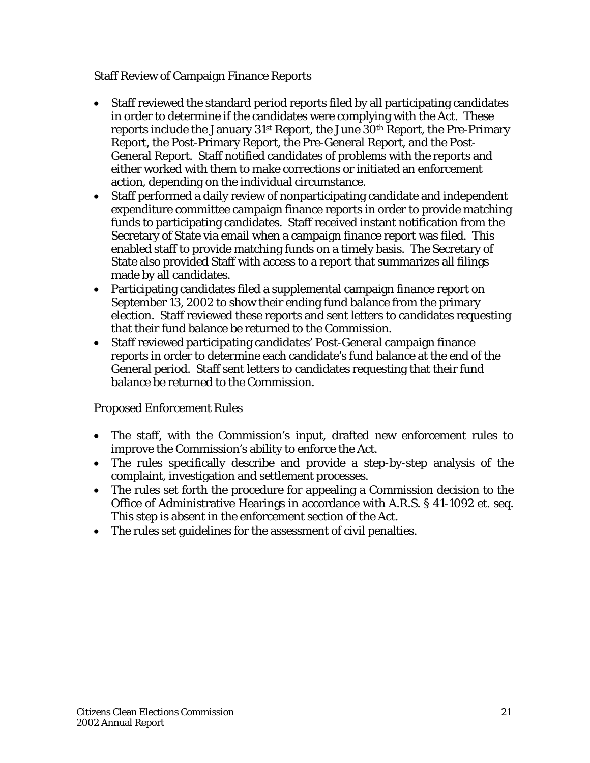## Staff Review of Campaign Finance Reports

- Staff reviewed the standard period reports filed by all participating candidates in order to determine if the candidates were complying with the Act. These reports include the January 31st Report, the June 30th Report, the Pre-Primary Report, the Post-Primary Report, the Pre-General Report, and the Post-General Report. Staff notified candidates of problems with the reports and either worked with them to make corrections or initiated an enforcement action, depending on the individual circumstance.
- Staff performed a daily review of nonparticipating candidate and independent expenditure committee campaign finance reports in order to provide matching funds to participating candidates. Staff received instant notification from the Secretary of State via email when a campaign finance report was filed. This enabled staff to provide matching funds on a timely basis. The Secretary of State also provided Staff with access to a report that summarizes all filings made by all candidates.
- Participating candidates filed a supplemental campaign finance report on September 13, 2002 to show their ending fund balance from the primary election. Staff reviewed these reports and sent letters to candidates requesting that their fund balance be returned to the Commission.
- Staff reviewed participating candidates' Post-General campaign finance reports in order to determine each candidate's fund balance at the end of the General period. Staff sent letters to candidates requesting that their fund balance be returned to the Commission.

## Proposed Enforcement Rules

- The staff, with the Commission's input, drafted new enforcement rules to improve the Commission's ability to enforce the Act.
- The rules specifically describe and provide a step-by-step analysis of the complaint, investigation and settlement processes.
- The rules set forth the procedure for appealing a Commission decision to the Office of Administrative Hearings in accordance with A.R.S. § 41-1092 et. seq. This step is absent in the enforcement section of the Act.
- The rules set guidelines for the assessment of civil penalties.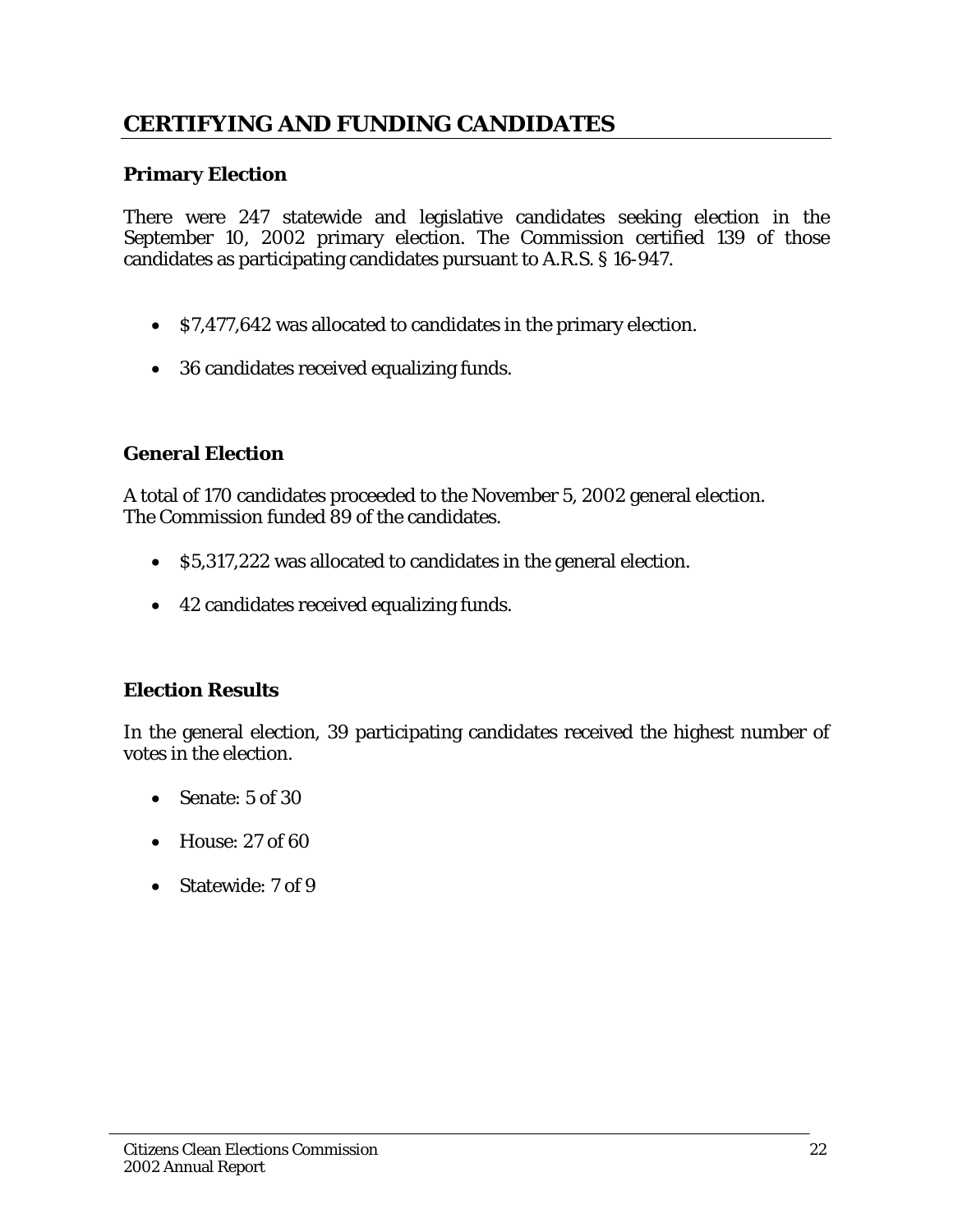# CERTIFYING AND FUNDING CANDIDATES

## Primary Election

There were 247 statewide and legislative candidates seeking election in the September 10, 2002 primary election. The Commission certified 139 of those candidates as participating candidates pursuant to A.R.S. § 16-947.

- $7,477,642 was allocated to candidates in the primary election.
- 36 candidates received equalizing funds.

## General Election

A total of 170 candidates proceeded to the November 5, 2002 general election. The Commission funded 89 of the candidates.

- $5,317,222 was allocated to candidates in the general election.
- 42 candidates received equalizing funds.

## Election Results

In the general election, 39 participating candidates received the highest number of votes in the election.

- Senate: 5 of 30
- House: 27 of 60
- Statewide: 7 of 9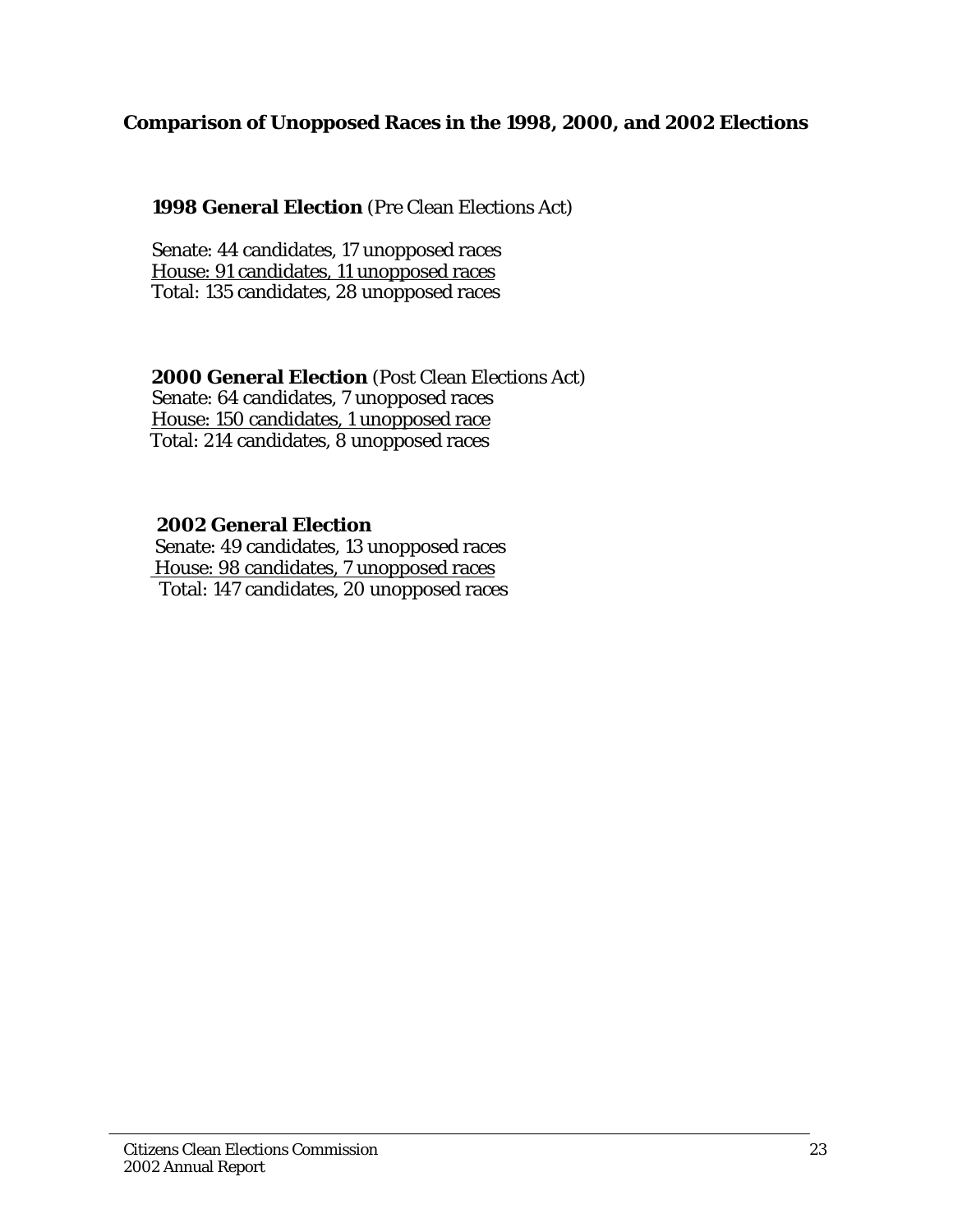## Comparison of Unopposed Races in the 1998, 2000, and 2002 Elections

**1998 General Election** (Pre Clean Elections Act)

Senate: 44 candidates, 17 unopposed races
House: 91 candidates, 11 unopposed races
Total: 135 candidates, 28 unopposed races

**2000 General Election** (Post Clean Elections Act)
Senate: 64 candidates, 7 unopposed races
House: 150 candidates, 1 unopposed race
Total: 214 candidates, 8 unopposed races

**2002 General Election**
Senate: 49 candidates, 13 unopposed races
House: 98 candidates, 7 unopposed races
Total: 147 candidates, 20 unopposed races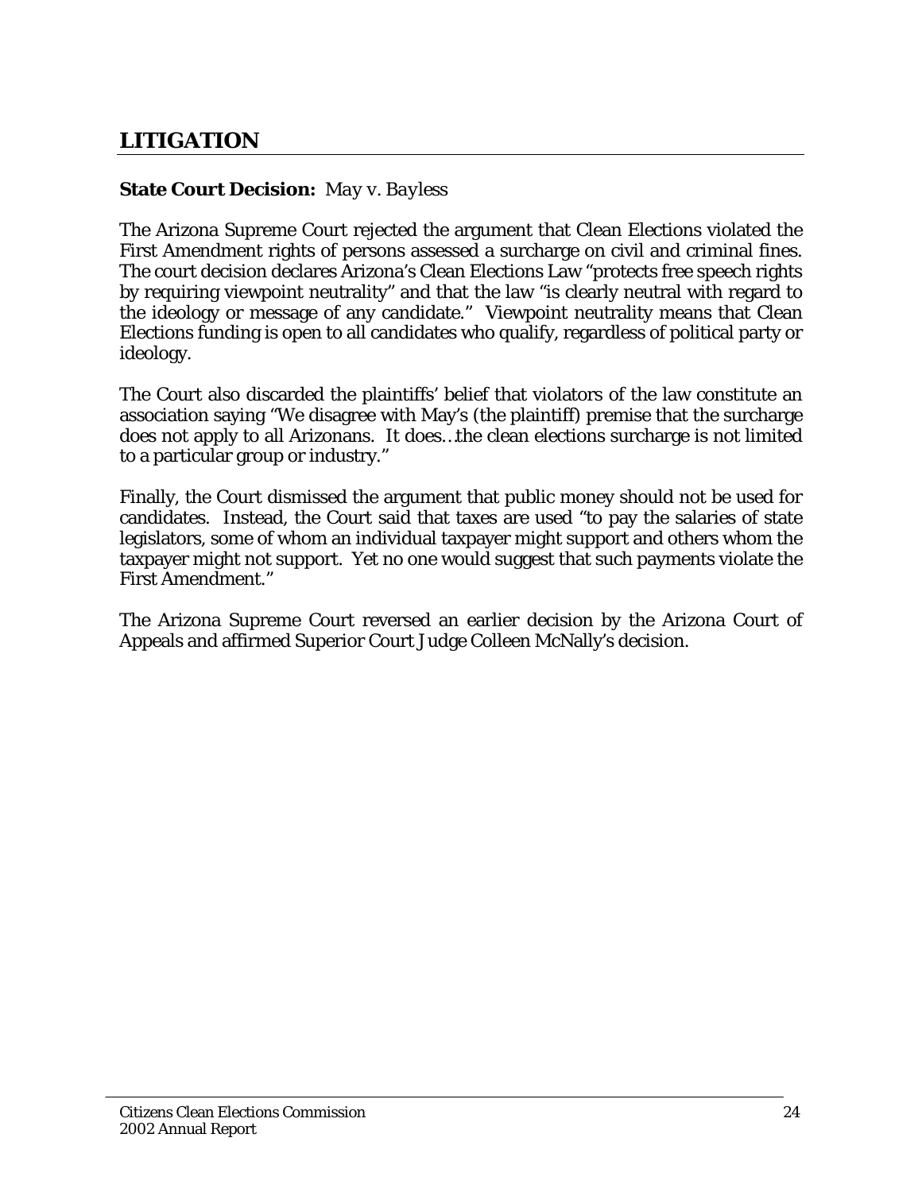## LITIGATION

**State Court Decision:** *May v. Bayless*

The Arizona Supreme Court rejected the argument that Clean Elections violated the First Amendment rights of persons assessed a surcharge on civil and criminal fines. The court decision declares Arizona's Clean Elections Law "protects free speech rights by requiring viewpoint neutrality" and that the law "is clearly neutral with regard to the ideology or message of any candidate." Viewpoint neutrality means that Clean Elections funding is open to all candidates who qualify, regardless of political party or ideology.

The Court also discarded the plaintiffs' belief that violators of the law constitute an association saying "We disagree with May's (the plaintiff) premise that the surcharge does not apply to all Arizonans. It does…the clean elections surcharge is not limited to a particular group or industry."

Finally, the Court dismissed the argument that public money should not be used for candidates. Instead, the Court said that taxes are used "to pay the salaries of state legislators, some of whom an individual taxpayer might support and others whom the taxpayer might not support. Yet no one would suggest that such payments violate the First Amendment."

The Arizona Supreme Court reversed an earlier decision by the Arizona Court of Appeals and affirmed Superior Court Judge Colleen McNally's decision.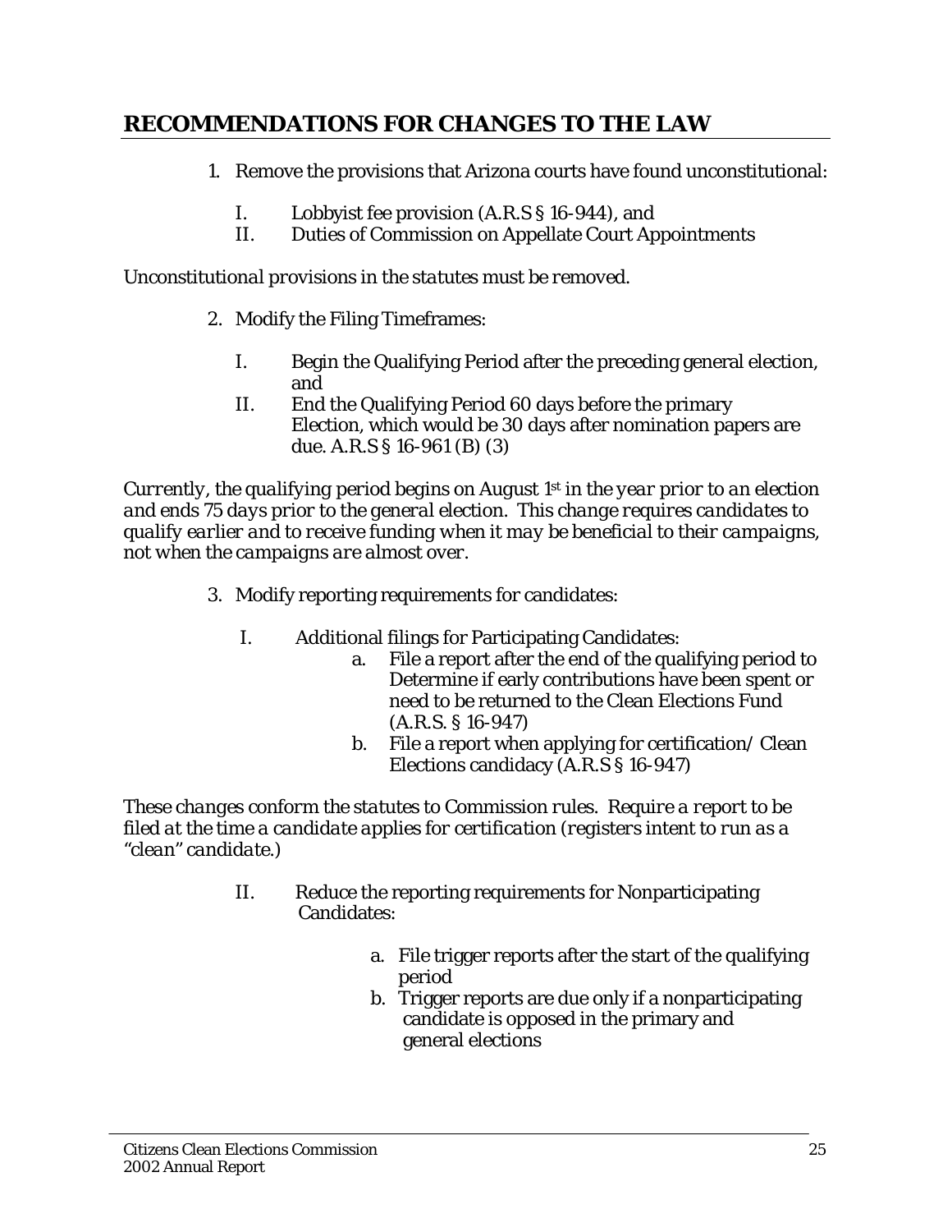## RECOMMENDATIONS FOR CHANGES TO THE LAW

1. Remove the provisions that Arizona courts have found unconstitutional:

   I. Lobbyist fee provision (A.R.S § 16-944), and
   II. Duties of Commission on Appellate Court Appointments

*Unconstitutional provisions in the statutes must be removed.*

2. Modify the Filing Timeframes:

   I. Begin the Qualifying Period after the preceding general election, and
   II. End the Qualifying Period 60 days before the primary Election, which would be 30 days after nomination papers are due. A.R.S § 16-961 (B) (3)

*Currently, the qualifying period begins on August 1st in the year prior to an election and ends 75 days prior to the general election. This change requires candidates to qualify earlier and to receive funding when it may be beneficial to their campaigns, not when the campaigns are almost over.*

3. Modify reporting requirements for candidates:

   I. Additional filings for Participating Candidates:
      a. File a report after the end of the qualifying period to Determine if early contributions have been spent or need to be returned to the Clean Elections Fund (A.R.S. § 16-947)
      b. File a report when applying for certification/ Clean Elections candidacy (A.R.S § 16-947)

*These changes conform the statutes to Commission rules. Require a report to be filed at the time a candidate applies for certification (registers intent to run as a "clean" candidate.)*

   II. Reduce the reporting requirements for Nonparticipating Candidates:

      a. File trigger reports after the start of the qualifying period
      b. Trigger reports are due only if a nonparticipating candidate is opposed in the primary and general elections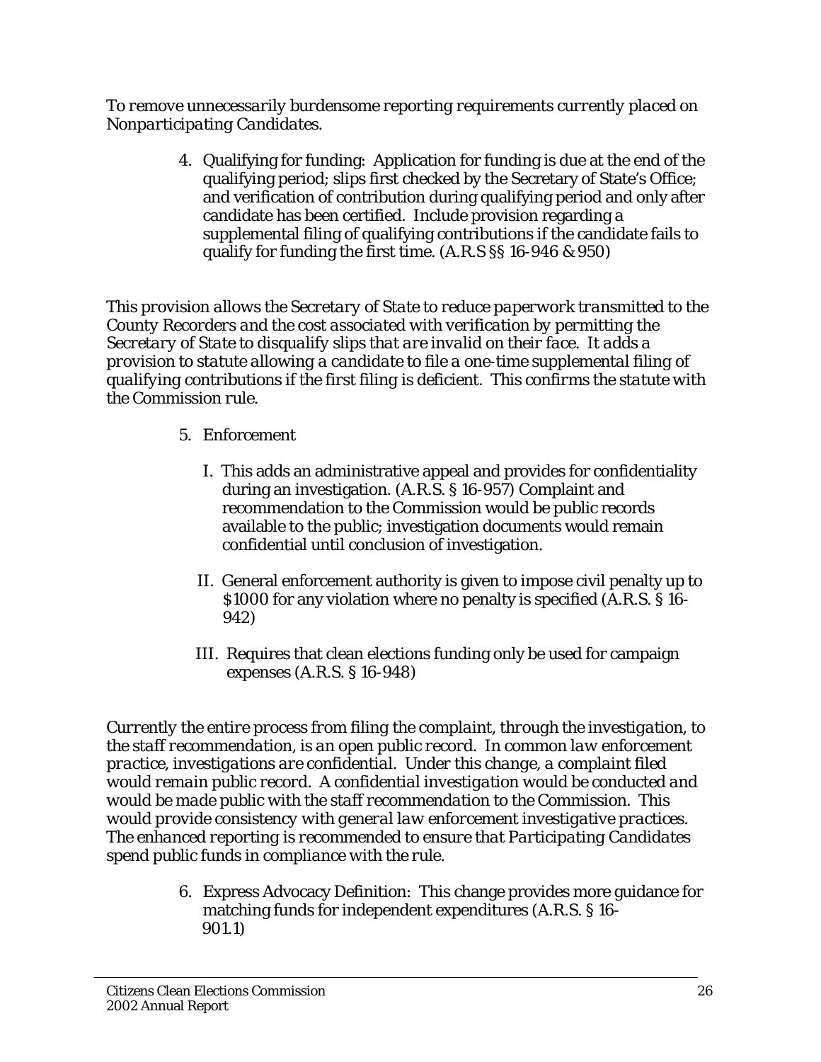*To remove unnecessarily burdensome reporting requirements currently placed on Nonparticipating Candidates.*

4. Qualifying for funding: Application for funding is due at the end of the qualifying period; slips first checked by the Secretary of State's Office; and verification of contribution during qualifying period and only after candidate has been certified. Include provision regarding a supplemental filing of qualifying contributions if the candidate fails to qualify for funding the first time. (A.R.S §§ 16-946 & 950)

*This provision allows the Secretary of State to reduce paperwork transmitted to the County Recorders and the cost associated with verification by permitting the Secretary of State to disqualify slips that are invalid on their face. It adds a provision to statute allowing a candidate to file a one-time supplemental filing of qualifying contributions if the first filing is deficient. This confirms the statute with the Commission rule.*

5. Enforcement

   I. This adds an administrative appeal and provides for confidentiality during an investigation. (A.R.S. § 16-957) Complaint and recommendation to the Commission would be public records available to the public; investigation documents would remain confidential until conclusion of investigation.

   II. General enforcement authority is given to impose civil penalty up to $1000 for any violation where no penalty is specified (A.R.S. § 16-942)

   III. Requires that clean elections funding only be used for campaign expenses (A.R.S. § 16-948)

*Currently the entire process from filing the complaint, through the investigation, to the staff recommendation, is an open public record. In common law enforcement practice, investigations are confidential. Under this change, a complaint filed would remain public record. A confidential investigation would be conducted and would be made public with the staff recommendation to the Commission. This would provide consistency with general law enforcement investigative practices. The enhanced reporting is recommended to ensure that Participating Candidates spend public funds in compliance with the rule.*

6. Express Advocacy Definition: This change provides more guidance for matching funds for independent expenditures (A.R.S. § 16-901.1)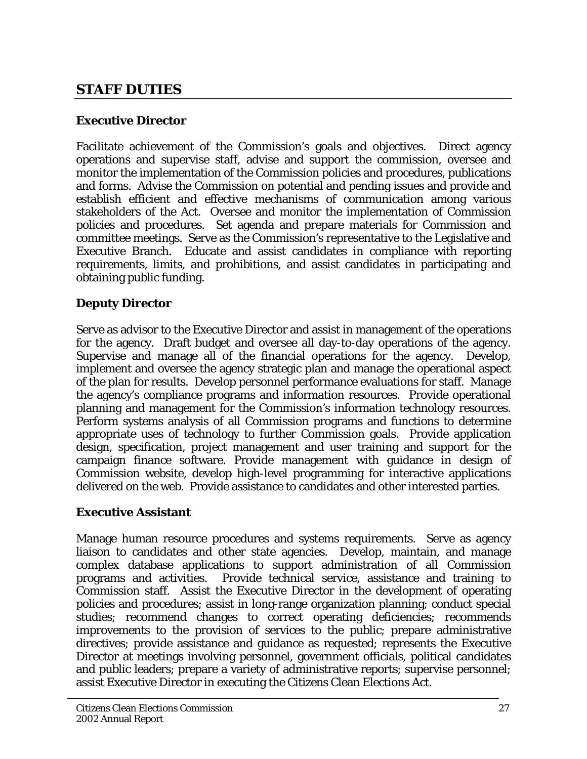## STAFF DUTIES

### Executive Director

Facilitate achievement of the Commission's goals and objectives. Direct agency operations and supervise staff, advise and support the commission, oversee and monitor the implementation of the Commission policies and procedures, publications and forms. Advise the Commission on potential and pending issues and provide and establish efficient and effective mechanisms of communication among various stakeholders of the Act. Oversee and monitor the implementation of Commission policies and procedures. Set agenda and prepare materials for Commission and committee meetings. Serve as the Commission's representative to the Legislative and Executive Branch. Educate and assist candidates in compliance with reporting requirements, limits, and prohibitions, and assist candidates in participating and obtaining public funding.

### Deputy Director

Serve as advisor to the Executive Director and assist in management of the operations for the agency. Draft budget and oversee all day-to-day operations of the agency. Supervise and manage all of the financial operations for the agency. Develop, implement and oversee the agency strategic plan and manage the operational aspect of the plan for results. Develop personnel performance evaluations for staff. Manage the agency's compliance programs and information resources. Provide operational planning and management for the Commission's information technology resources. Perform systems analysis of all Commission programs and functions to determine appropriate uses of technology to further Commission goals. Provide application design, specification, project management and user training and support for the campaign finance software. Provide management with guidance in design of Commission website, develop high-level programming for interactive applications delivered on the web. Provide assistance to candidates and other interested parties.

### Executive Assistant

Manage human resource procedures and systems requirements. Serve as agency liaison to candidates and other state agencies. Develop, maintain, and manage complex database applications to support administration of all Commission programs and activities. Provide technical service, assistance and training to Commission staff. Assist the Executive Director in the development of operating policies and procedures; assist in long-range organization planning; conduct special studies; recommend changes to correct operating deficiencies; recommends improvements to the provision of services to the public; prepare administrative directives; provide assistance and guidance as requested; represents the Executive Director at meetings involving personnel, government officials, political candidates and public leaders; prepare a variety of administrative reports; supervise personnel; assist Executive Director in executing the Citizens Clean Elections Act.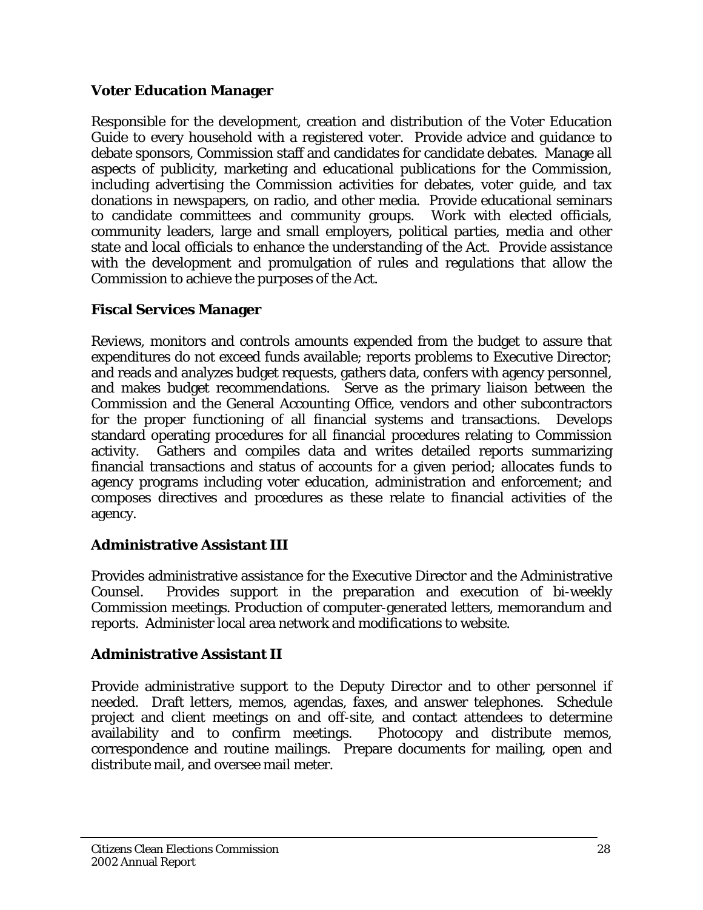### Voter Education Manager

Responsible for the development, creation and distribution of the Voter Education Guide to every household with a registered voter. Provide advice and guidance to debate sponsors, Commission staff and candidates for candidate debates. Manage all aspects of publicity, marketing and educational publications for the Commission, including advertising the Commission activities for debates, voter guide, and tax donations in newspapers, on radio, and other media. Provide educational seminars to candidate committees and community groups. Work with elected officials, community leaders, large and small employers, political parties, media and other state and local officials to enhance the understanding of the Act. Provide assistance with the development and promulgation of rules and regulations that allow the Commission to achieve the purposes of the Act.

### Fiscal Services Manager

Reviews, monitors and controls amounts expended from the budget to assure that expenditures do not exceed funds available; reports problems to Executive Director; and reads and analyzes budget requests, gathers data, confers with agency personnel, and makes budget recommendations. Serve as the primary liaison between the Commission and the General Accounting Office, vendors and other subcontractors for the proper functioning of all financial systems and transactions. Develops standard operating procedures for all financial procedures relating to Commission activity. Gathers and compiles data and writes detailed reports summarizing financial transactions and status of accounts for a given period; allocates funds to agency programs including voter education, administration and enforcement; and composes directives and procedures as these relate to financial activities of the agency.

### Administrative Assistant III

Provides administrative assistance for the Executive Director and the Administrative Counsel. Provides support in the preparation and execution of bi-weekly Commission meetings. Production of computer-generated letters, memorandum and reports. Administer local area network and modifications to website.

### Administrative Assistant II

Provide administrative support to the Deputy Director and to other personnel if needed. Draft letters, memos, agendas, faxes, and answer telephones. Schedule project and client meetings on and off-site, and contact attendees to determine availability and to confirm meetings. Photocopy and distribute memos, correspondence and routine mailings. Prepare documents for mailing, open and distribute mail, and oversee mail meter.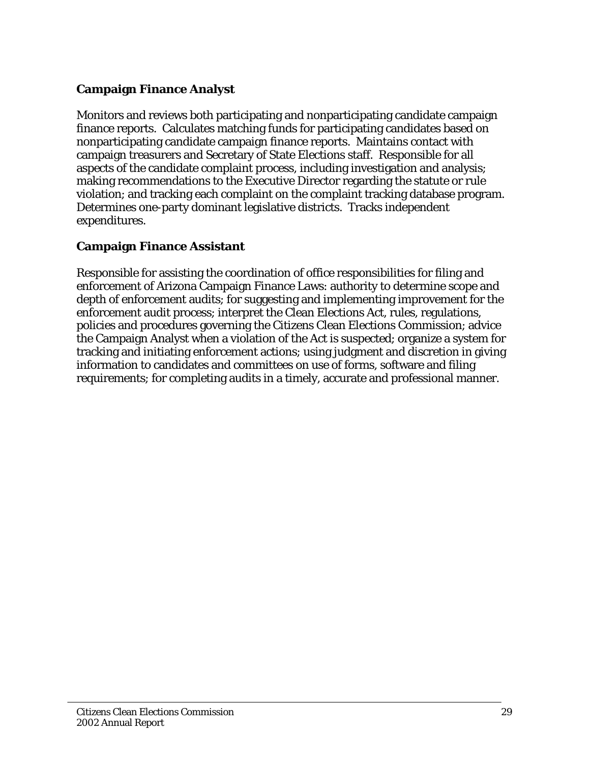### Campaign Finance Analyst

Monitors and reviews both participating and nonparticipating candidate campaign finance reports. Calculates matching funds for participating candidates based on nonparticipating candidate campaign finance reports. Maintains contact with campaign treasurers and Secretary of State Elections staff. Responsible for all aspects of the candidate complaint process, including investigation and analysis; making recommendations to the Executive Director regarding the statute or rule violation; and tracking each complaint on the complaint tracking database program. Determines one-party dominant legislative districts. Tracks independent expenditures.

### Campaign Finance Assistant

Responsible for assisting the coordination of office responsibilities for filing and enforcement of Arizona Campaign Finance Laws: authority to determine scope and depth of enforcement audits; for suggesting and implementing improvement for the enforcement audit process; interpret the Clean Elections Act, rules, regulations, policies and procedures governing the Citizens Clean Elections Commission; advice the Campaign Analyst when a violation of the Act is suspected; organize a system for tracking and initiating enforcement actions; using judgment and discretion in giving information to candidates and committees on use of forms, software and filing requirements; for completing audits in a timely, accurate and professional manner.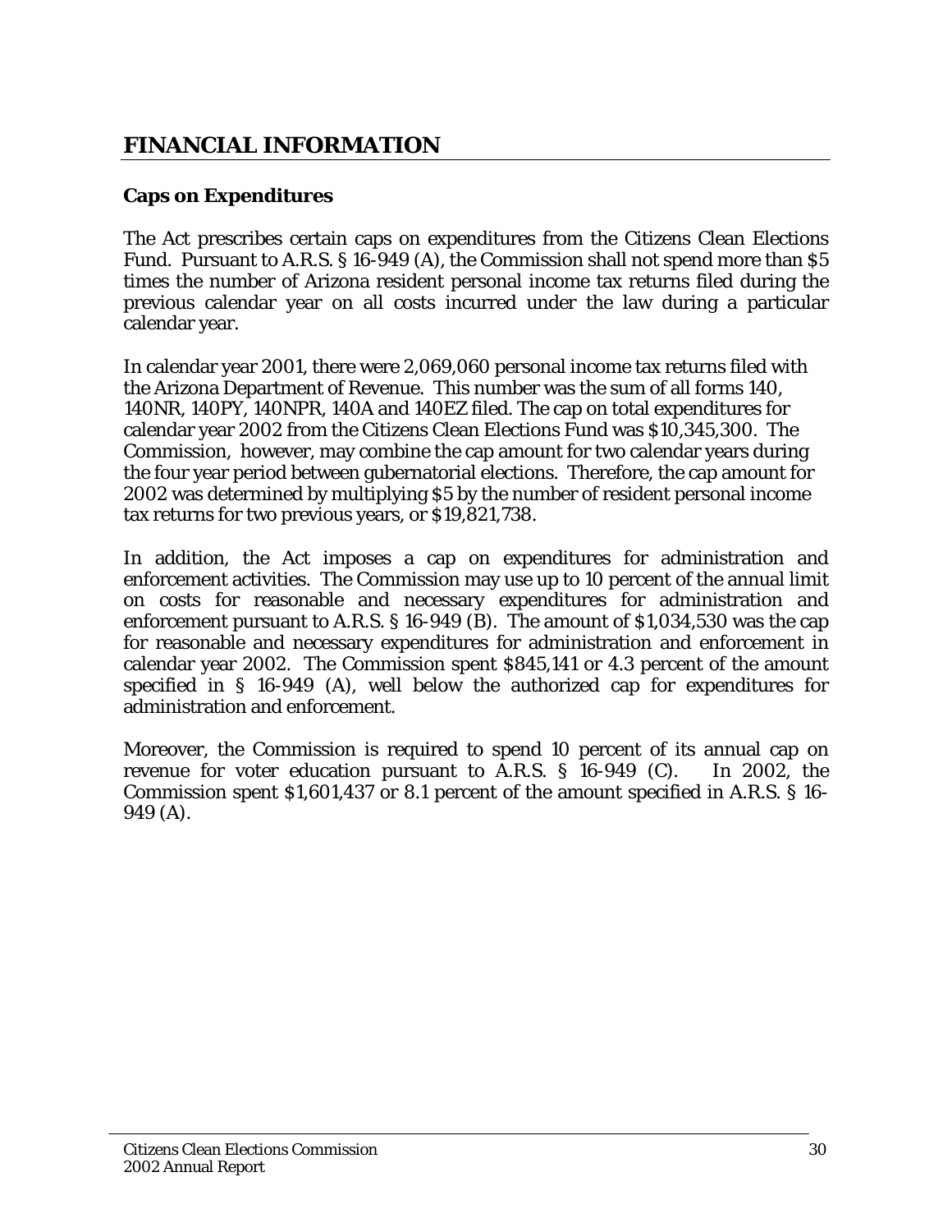## FINANCIAL INFORMATION

### Caps on Expenditures

The Act prescribes certain caps on expenditures from the Citizens Clean Elections Fund. Pursuant to A.R.S. § 16-949 (A), the Commission shall not spend more than $5 times the number of Arizona resident personal income tax returns filed during the previous calendar year on all costs incurred under the law during a particular calendar year.

In calendar year 2001, there were 2,069,060 personal income tax returns filed with the Arizona Department of Revenue. This number was the sum of all forms 140, 140NR, 140PY, 140NPR, 140A and 140EZ filed. The cap on total expenditures for calendar year 2002 from the Citizens Clean Elections Fund was $10,345,300. The Commission, however, may combine the cap amount for two calendar years during the four year period between gubernatorial elections. Therefore, the cap amount for 2002 was determined by multiplying $5 by the number of resident personal income tax returns for two previous years, or $19,821,738.

In addition, the Act imposes a cap on expenditures for administration and enforcement activities. The Commission may use up to 10 percent of the annual limit on costs for reasonable and necessary expenditures for administration and enforcement pursuant to A.R.S. § 16-949 (B). The amount of $1,034,530 was the cap for reasonable and necessary expenditures for administration and enforcement in calendar year 2002. The Commission spent $845,141 or 4.3 percent of the amount specified in § 16-949 (A), well below the authorized cap for expenditures for administration and enforcement.

Moreover, the Commission is required to spend 10 percent of its annual cap on revenue for voter education pursuant to A.R.S. § 16-949 (C). In 2002, the Commission spent $1,601,437 or 8.1 percent of the amount specified in A.R.S. § 16-949 (A).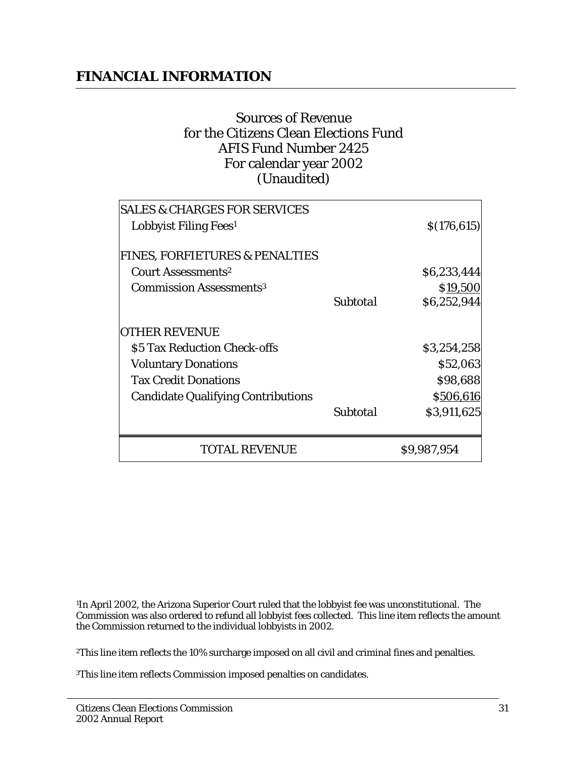# FINANCIAL INFORMATION

Sources of Revenue
for the Citizens Clean Elections Fund
AFIS Fund Number 2425
For calendar year 2002
(Unaudited)

| | | |
|---|---|---|
| SALES & CHARGES FOR SERVICES | | |
| Lobbyist Filing Fees[1] | | $(176,615) |
| | | |
| FINES, FORFIETURES & PENALTIES | | |
| Court Assessments[2] | | $6,233,444 |
| Commission Assessments[3] | | $19,500 |
| | *Subtotal* | $6,252,944 |
| | | |
| OTHER REVENUE | | |
| $5 Tax Reduction Check-offs | | $3,254,258 |
| Voluntary Donations | | $52,063 |
| Tax Credit Donations | | $98,688 |
| Candidate Qualifying Contributions | | $506,616 |
| | *Subtotal* | $3,911,625 |
| | | |
| TOTAL REVENUE | | $9,987,954 |

[1]In April 2002, the Arizona Superior Court ruled that the lobbyist fee was unconstitutional. The Commission was also ordered to refund all lobbyist fees collected. This line item reflects the amount the Commission returned to the individual lobbyists in 2002.

[2]This line item reflects the 10% surcharge imposed on all civil and criminal fines and penalties.

[3]This line item reflects Commission imposed penalties on candidates.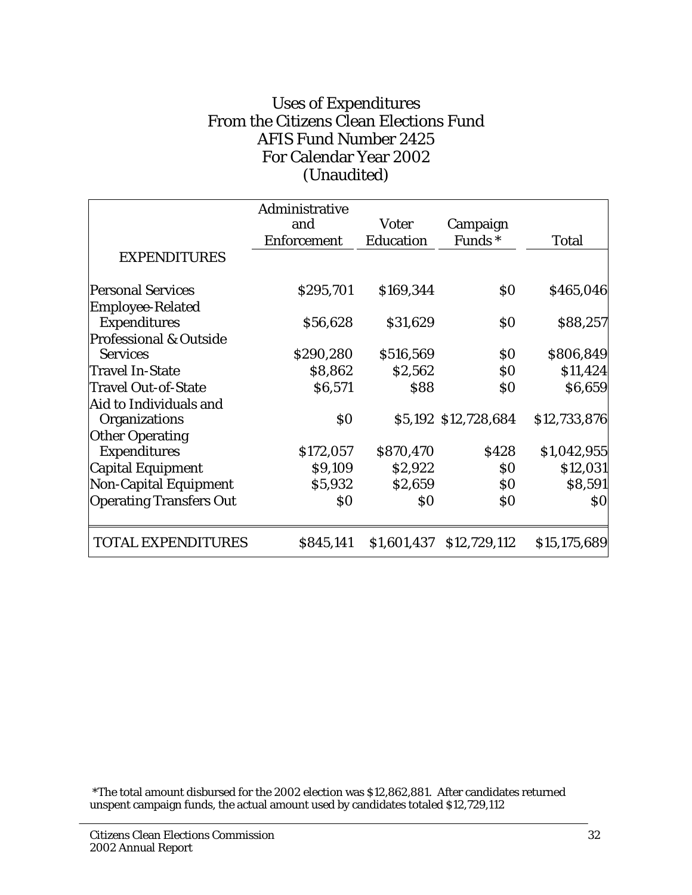# Uses of Expenditures From the Citizens Clean Elections Fund AFIS Fund Number 2425 For Calendar Year 2002 (Unaudited)

| EXPENDITURES | Administrative and Enforcement | Voter Education | Campaign Funds * | Total |
|---|---|---|---|---|
| Personal Services | $295,701 | $169,344 | $0 | $465,046 |
| Employee-Related Expenditures | $56,628 | $31,629 | $0 | $88,257 |
| Professional & Outside Services | $290,280 | $516,569 | $0 | $806,849 |
| Travel In-State | $8,862 | $2,562 | $0 | $11,424 |
| Travel Out-of-State | $6,571 | $88 | $0 | $6,659 |
| Aid to Individuals and Organizations | $0 | $5,192 | $12,728,684 | $12,733,876 |
| Other Operating Expenditures | $172,057 | $870,470 | $428 | $1,042,955 |
| Capital Equipment | $9,109 | $2,922 | $0 | $12,031 |
| Non-Capital Equipment | $5,932 | $2,659 | $0 | $8,591 |
| Operating Transfers Out | $0 | $0 | $0 | $0 |
| TOTAL EXPENDITURES | $845,141 | $1,601,437 | $12,729,112 | $15,175,689 |

*The total amount disbursed for the 2002 election was $12,862,881. After candidates returned unspent campaign funds, the actual amount used by candidates totaled $12,729,112

Citizens Clean Elections Commission
2002 Annual Report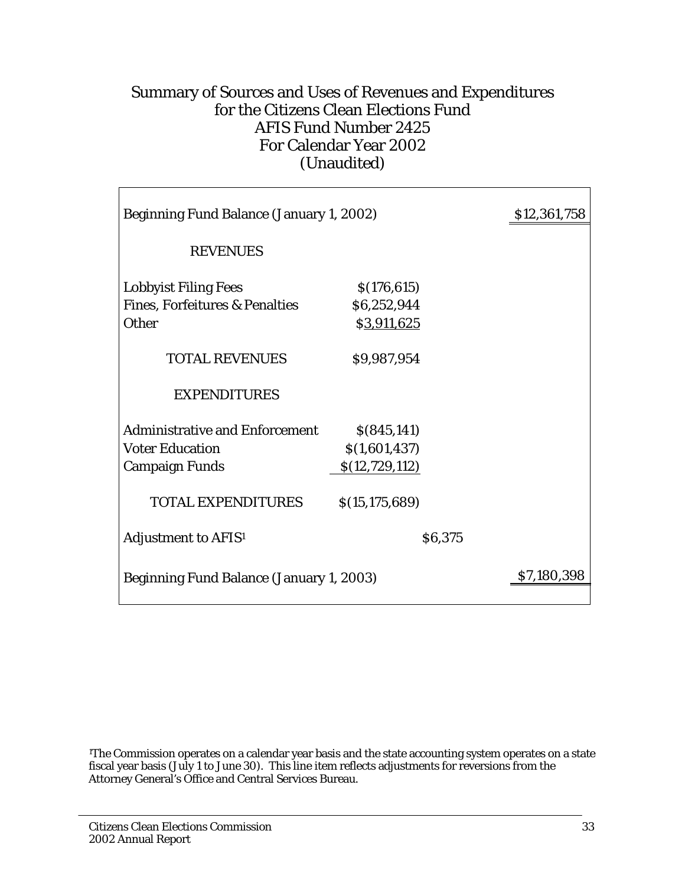# Summary of Sources and Uses of Revenues and Expenditures for the Citizens Clean Elections Fund AFIS Fund Number 2425 For Calendar Year 2002 (Unaudited)

| | | | |
|---|---|---|---|
| Beginning Fund Balance (January 1, 2002) | | | $12,361,758 |
| REVENUES | | | |
| Lobbyist Filing Fees | $(176,615) | | |
| Fines, Forfeitures & Penalties | $6,252,944 | | |
| Other | $3,911,625 | | |
| TOTAL REVENUES | $9,987,954 | | |
| EXPENDITURES | | | |
| Administrative and Enforcement | $(845,141) | | |
| Voter Education | $(1,601,437) | | |
| Campaign Funds | $(12,729,112) | | |
| TOTAL EXPENDITURES | $(15,175,689) | | |
| Adjustment to AFIS[1] | | $6,375 | |
| Beginning Fund Balance (January 1, 2003) | | | $7,180,398 |

[1]The Commission operates on a calendar year basis and the state accounting system operates on a state fiscal year basis (July 1 to June 30). This line item reflects adjustments for reversions from the Attorney General's Office and Central Services Bureau.